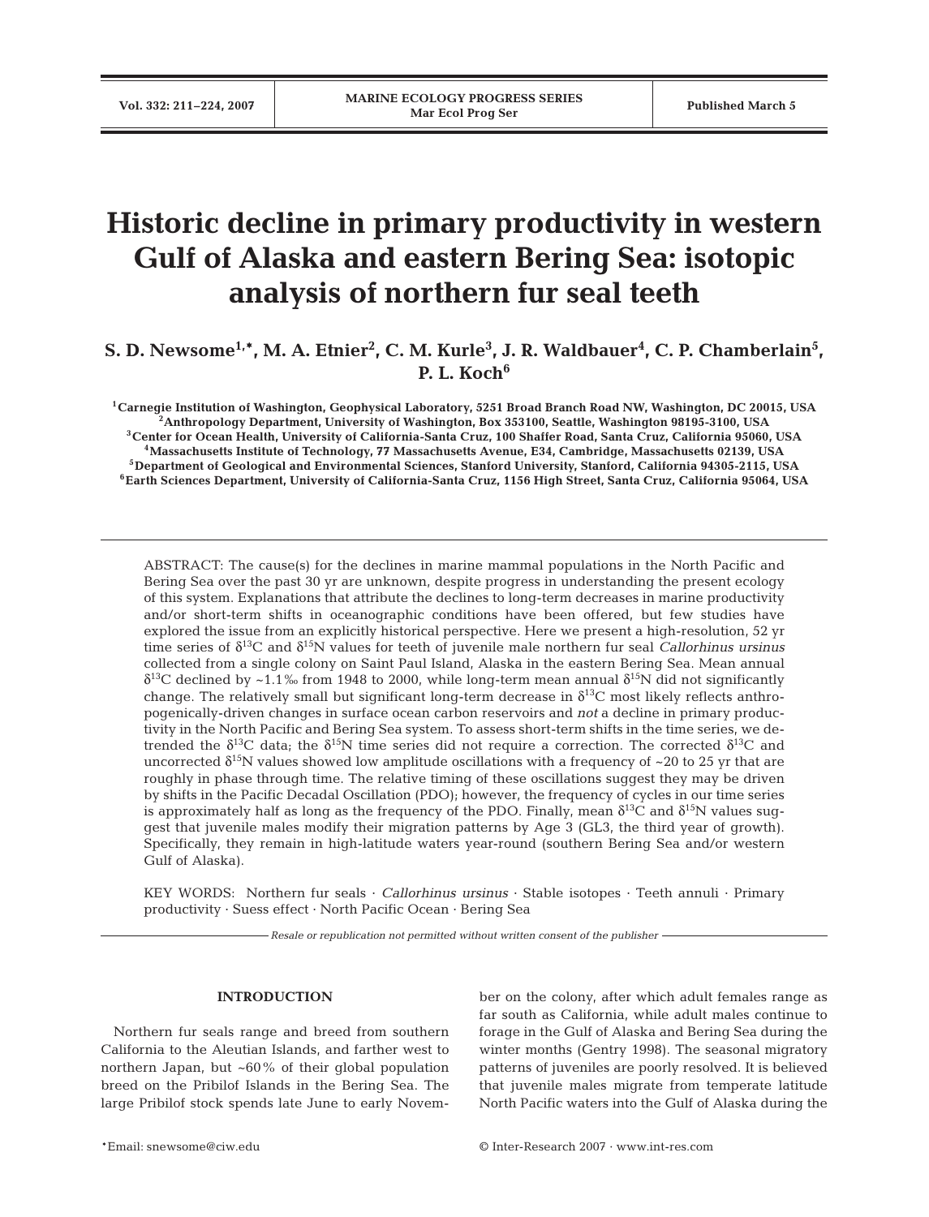# Historic decline in primary productivity in western Gulf of Alaska and eastern Bering Sea: isotopic analysis of northern fur seal teeth

**S. D. Newsome[1,*], M. A. Etnier[2], C. M. Kurle[3], J. R. Waldbauer[4], C. P. Chamberlain[5], P. L. Koch[6]**

[1]Carnegie Institution of Washington, Geophysical Laboratory, 5251 Broad Branch Road NW, Washington, DC 20015, USA
[2]Anthropology Department, University of Washington, Box 353100, Seattle, Washington 98195-3100, USA
[3]Center for Ocean Health, University of California-Santa Cruz, 100 Shaffer Road, Santa Cruz, California 95060, USA
[4]Massachusetts Institute of Technology, 77 Massachusetts Avenue, E34, Cambridge, Massachusetts 02139, USA
[5]Department of Geological and Environmental Sciences, Stanford University, Stanford, California 94305-2115, USA
[6]Earth Sciences Department, University of California-Santa Cruz, 1156 High Street, Santa Cruz, California 95064, USA

ABSTRACT: The cause(s) for the declines in marine mammal populations in the North Pacific and Bering Sea over the past 30 yr are unknown, despite progress in understanding the present ecology of this system. Explanations that attribute the declines to long-term decreases in marine productivity and/or short-term shifts in oceanographic conditions have been offered, but few studies have explored the issue from an explicitly historical perspective. Here we present a high-resolution, 52 yr time series of $\delta^{13}C$ and $\delta^{15}N$ values for teeth of juvenile male northern fur seal *Callorhinus ursinus* collected from a single colony on Saint Paul Island, Alaska in the eastern Bering Sea. Mean annual $\delta^{13}C$ declined by ~1.1‰ from 1948 to 2000, while long-term mean annual $\delta^{15}N$ did not significantly change. The relatively small but significant long-term decrease in $\delta^{13}C$ most likely reflects anthropogenically-driven changes in surface ocean carbon reservoirs and *not* a decline in primary productivity in the North Pacific and Bering Sea system. To assess short-term shifts in the time series, we detrended the $\delta^{13}C$ data; the $\delta^{15}N$ time series did not require a correction. The corrected $\delta^{13}C$ and uncorrected $\delta^{15}N$ values showed low amplitude oscillations with a frequency of ~20 to 25 yr that are roughly in phase through time. The relative timing of these oscillations suggest they may be driven by shifts in the Pacific Decadal Oscillation (PDO); however, the frequency of cycles in our time series is approximately half as long as the frequency of the PDO. Finally, mean $\delta^{13}C$ and $\delta^{15}N$ values suggest that juvenile males modify their migration patterns by Age 3 (GL3, the third year of growth). Specifically, they remain in high-latitude waters year-round (southern Bering Sea and/or western Gulf of Alaska).

KEY WORDS: Northern fur seals · *Callorhinus ursinus* · Stable isotopes · Teeth annuli · Primary productivity · Suess effect · North Pacific Ocean · Bering Sea

*Resale or republication not permitted without written consent of the publisher*

## INTRODUCTION

Northern fur seals range and breed from southern California to the Aleutian Islands, and farther west to northern Japan, but ~60% of their global population breed on the Pribilof Islands in the Bering Sea. The large Pribilof stock spends late June to early November on the colony, after which adult females range as far south as California, while adult males continue to forage in the Gulf of Alaska and Bering Sea during the winter months (Gentry 1998). The seasonal migratory patterns of juveniles are poorly resolved. It is believed that juvenile males migrate from temperate latitude North Pacific waters into the Gulf of Alaska during the

*Email: snewsome@ciw.edu

© Inter-Research 2007 · www.int-res.com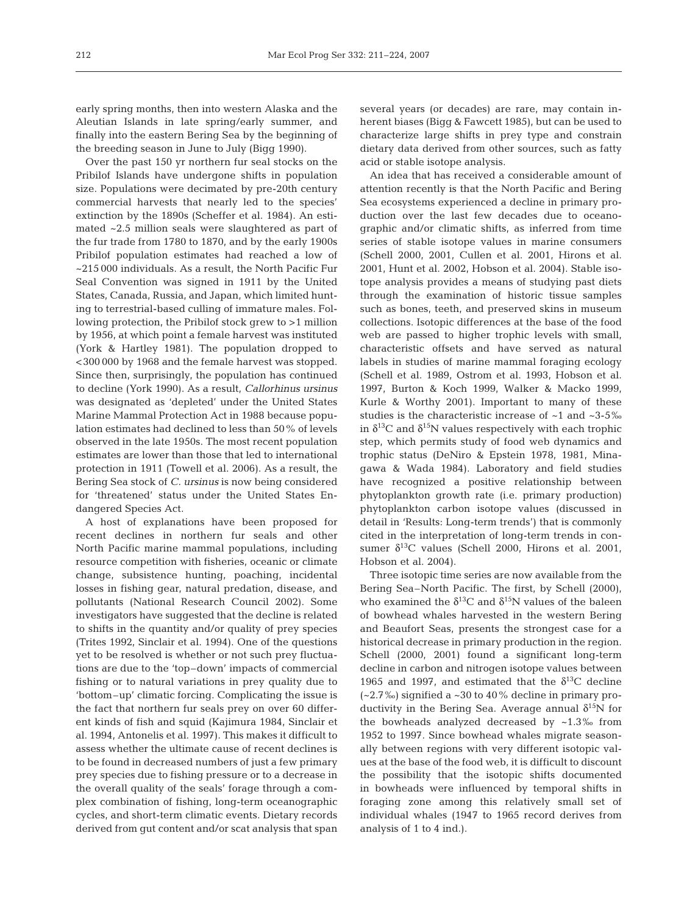early spring months, then into western Alaska and the Aleutian Islands in late spring/early summer, and finally into the eastern Bering Sea by the beginning of the breeding season in June to July (Bigg 1990).

Over the past 150 yr northern fur seal stocks on the Pribilof Islands have undergone shifts in population size. Populations were decimated by pre-20th century commercial harvests that nearly led to the species' extinction by the 1890s (Scheffer et al. 1984). An estimated ~2.5 million seals were slaughtered as part of the fur trade from 1780 to 1870, and by the early 1900s Pribilof population estimates had reached a low of ~215 000 individuals. As a result, the North Pacific Fur Seal Convention was signed in 1911 by the United States, Canada, Russia, and Japan, which limited hunting to terrestrial-based culling of immature males. Following protection, the Pribilof stock grew to >1 million by 1956, at which point a female harvest was instituted (York & Hartley 1981). The population dropped to <300 000 by 1968 and the female harvest was stopped. Since then, surprisingly, the population has continued to decline (York 1990). As a result, *Callorhinus ursinus* was designated as 'depleted' under the United States Marine Mammal Protection Act in 1988 because population estimates had declined to less than 50% of levels observed in the late 1950s. The most recent population estimates are lower than those that led to international protection in 1911 (Towell et al. 2006). As a result, the Bering Sea stock of *C. ursinus* is now being considered for 'threatened' status under the United States Endangered Species Act.

A host of explanations have been proposed for recent declines in northern fur seals and other North Pacific marine mammal populations, including resource competition with fisheries, oceanic or climate change, subsistence hunting, poaching, incidental losses in fishing gear, natural predation, disease, and pollutants (National Research Council 2002). Some investigators have suggested that the decline is related to shifts in the quantity and/or quality of prey species (Trites 1992, Sinclair et al. 1994). One of the questions yet to be resolved is whether or not such prey fluctuations are due to the 'top–down' impacts of commercial fishing or to natural variations in prey quality due to 'bottom–up' climatic forcing. Complicating the issue is the fact that northern fur seals prey on over 60 different kinds of fish and squid (Kajimura 1984, Sinclair et al. 1994, Antonelis et al. 1997). This makes it difficult to assess whether the ultimate cause of recent declines is to be found in decreased numbers of just a few primary prey species due to fishing pressure or to a decrease in the overall quality of the seals' forage through a complex combination of fishing, long-term oceanographic cycles, and short-term climatic events. Dietary records derived from gut content and/or scat analysis that span several years (or decades) are rare, may contain inherent biases (Bigg & Fawcett 1985), but can be used to characterize large shifts in prey type and constrain dietary data derived from other sources, such as fatty acid or stable isotope analysis.

An idea that has received a considerable amount of attention recently is that the North Pacific and Bering Sea ecosystems experienced a decline in primary production over the last few decades due to oceanographic and/or climatic shifts, as inferred from time series of stable isotope values in marine consumers (Schell 2000, 2001, Cullen et al. 2001, Hirons et al. 2001, Hunt et al. 2002, Hobson et al. 2004). Stable isotope analysis provides a means of studying past diets through the examination of historic tissue samples such as bones, teeth, and preserved skins in museum collections. Isotopic differences at the base of the food web are passed to higher trophic levels with small, characteristic offsets and have served as natural labels in studies of marine mammal foraging ecology (Schell et al. 1989, Ostrom et al. 1993, Hobson et al. 1997, Burton & Koch 1999, Walker & Macko 1999, Kurle & Worthy 2001). Important to many of these studies is the characteristic increase of ~1 and ~3-5‰ in $\delta^{13}C$ and $\delta^{15}N$ values respectively with each trophic step, which permits study of food web dynamics and trophic status (DeNiro & Epstein 1978, 1981, Minagawa & Wada 1984). Laboratory and field studies have recognized a positive relationship between phytoplankton growth rate (i.e. primary production) phytoplankton carbon isotope values (discussed in detail in 'Results: Long-term trends') that is commonly cited in the interpretation of long-term trends in consumer $\delta^{13}C$ values (Schell 2000, Hirons et al. 2001, Hobson et al. 2004).

Three isotopic time series are now available from the Bering Sea–North Pacific. The first, by Schell (2000), who examined the $\delta^{13}C$ and $\delta^{15}N$ values of the baleen of bowhead whales harvested in the western Bering and Beaufort Seas, presents the strongest case for a historical decrease in primary production in the region. Schell (2000, 2001) found a significant long-term decline in carbon and nitrogen isotope values between 1965 and 1997, and estimated that the $\delta^{13}C$ decline (~2.7‰) signified a ~30 to 40% decline in primary productivity in the Bering Sea. Average annual $\delta^{15}N$ for the bowheads analyzed decreased by ~1.3‰ from 1952 to 1997. Since bowhead whales migrate seasonally between regions with very different isotopic values at the base of the food web, it is difficult to discount the possibility that the isotopic shifts documented in bowheads were influenced by temporal shifts in foraging zone among this relatively small set of individual whales (1947 to 1965 record derives from analysis of 1 to 4 ind.).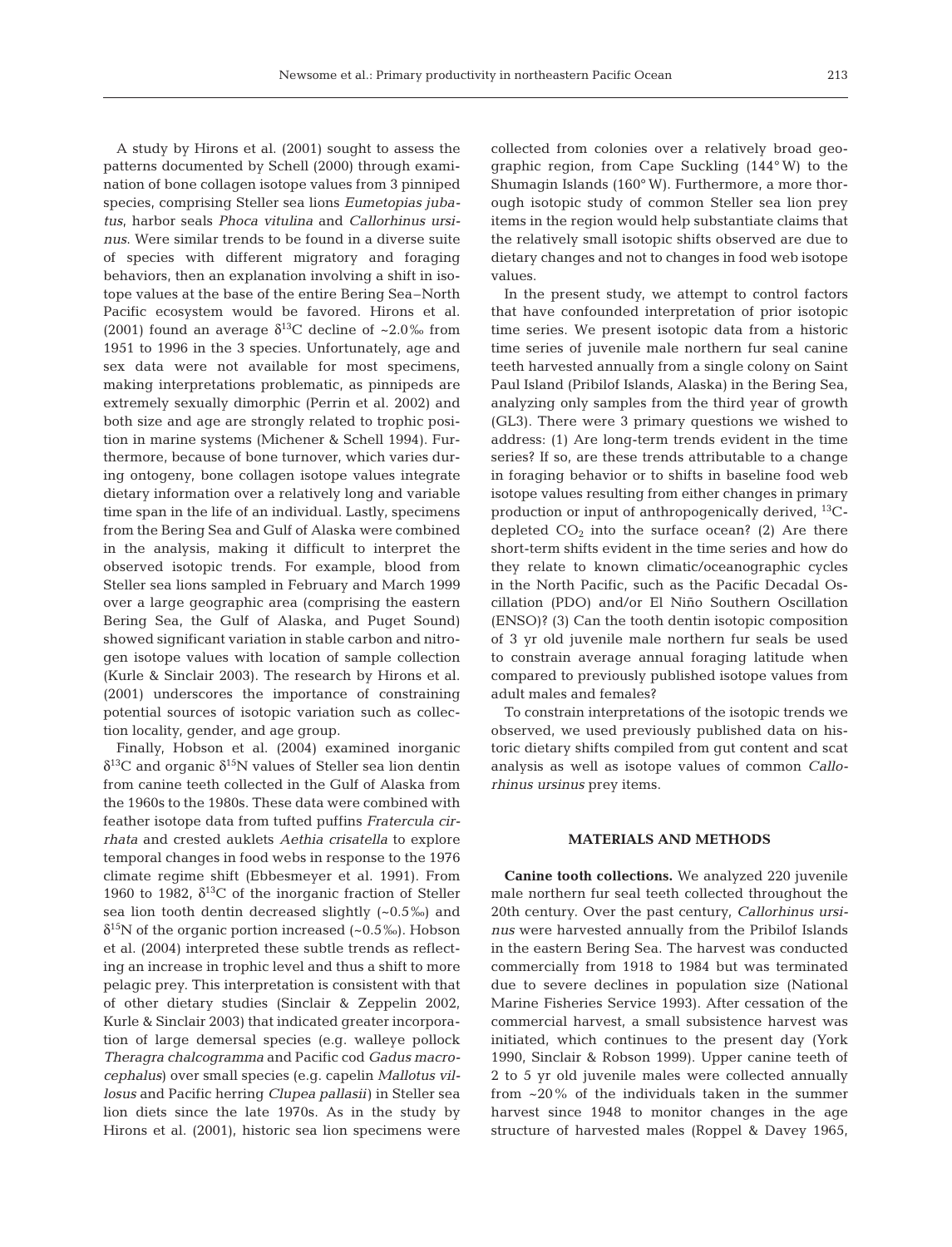A study by Hirons et al. (2001) sought to assess the patterns documented by Schell (2000) through examination of bone collagen isotope values from 3 pinniped species, comprising Steller sea lions *Eumetopias jubatus*, harbor seals *Phoca vitulina* and *Callorhinus ursinus*. Were similar trends to be found in a diverse suite of species with different migratory and foraging behaviors, then an explanation involving a shift in isotope values at the base of the entire Bering Sea–North Pacific ecosystem would be favored. Hirons et al. (2001) found an average $\delta^{13}C$ decline of ~2.0‰ from 1951 to 1996 in the 3 species. Unfortunately, age and sex data were not available for most specimens, making interpretations problematic, as pinnipeds are extremely sexually dimorphic (Perrin et al. 2002) and both size and age are strongly related to trophic position in marine systems (Michener & Schell 1994). Furthermore, because of bone turnover, which varies during ontogeny, bone collagen isotope values integrate dietary information over a relatively long and variable time span in the life of an individual. Lastly, specimens from the Bering Sea and Gulf of Alaska were combined in the analysis, making it difficult to interpret the observed isotopic trends. For example, blood from Steller sea lions sampled in February and March 1999 over a large geographic area (comprising the eastern Bering Sea, the Gulf of Alaska, and Puget Sound) showed significant variation in stable carbon and nitrogen isotope values with location of sample collection (Kurle & Sinclair 2003). The research by Hirons et al. (2001) underscores the importance of constraining potential sources of isotopic variation such as collection locality, gender, and age group.

Finally, Hobson et al. (2004) examined inorganic $\delta^{13}C$ and organic $\delta^{15}N$ values of Steller sea lion dentin from canine teeth collected in the Gulf of Alaska from the 1960s to the 1980s. These data were combined with feather isotope data from tufted puffins *Fratercula cirrhata* and crested auklets *Aethia crisatella* to explore temporal changes in food webs in response to the 1976 climate regime shift (Ebbesmeyer et al. 1991). From 1960 to 1982, $\delta^{13}C$ of the inorganic fraction of Steller sea lion tooth dentin decreased slightly (~0.5‰) and $\delta^{15}N$ of the organic portion increased (~0.5‰). Hobson et al. (2004) interpreted these subtle trends as reflecting an increase in trophic level and thus a shift to more pelagic prey. This interpretation is consistent with that of other dietary studies (Sinclair & Zeppelin 2002, Kurle & Sinclair 2003) that indicated greater incorporation of large demersal species (e.g. walleye pollock *Theragra chalcogramma* and Pacific cod *Gadus macrocephalus*) over small species (e.g. capelin *Mallotus villosus* and Pacific herring *Clupea pallasii*) in Steller sea lion diets since the late 1970s. As in the study by Hirons et al. (2001), historic sea lion specimens were collected from colonies over a relatively broad geographic region, from Cape Suckling (144° W) to the Shumagin Islands (160° W). Furthermore, a more thorough isotopic study of common Steller sea lion prey items in the region would help substantiate claims that the relatively small isotopic shifts observed are due to dietary changes and not to changes in food web isotope values.

In the present study, we attempt to control factors that have confounded interpretation of prior isotopic time series. We present isotopic data from a historic time series of juvenile male northern fur seal canine teeth harvested annually from a single colony on Saint Paul Island (Pribilof Islands, Alaska) in the Bering Sea, analyzing only samples from the third year of growth (GL3). There were 3 primary questions we wished to address: (1) Are long-term trends evident in the time series? If so, are these trends attributable to a change in foraging behavior or to shifts in baseline food web isotope values resulting from either changes in primary production or input of anthropogenically derived, $^{13}C$-depleted $CO_2$ into the surface ocean? (2) Are there short-term shifts evident in the time series and how do they relate to known climatic/oceanographic cycles in the North Pacific, such as the Pacific Decadal Oscillation (PDO) and/or El Niño Southern Oscillation (ENSO)? (3) Can the tooth dentin isotopic composition of 3 yr old juvenile male northern fur seals be used to constrain average annual foraging latitude when compared to previously published isotope values from adult males and females?

To constrain interpretations of the isotopic trends we observed, we used previously published data on historic dietary shifts compiled from gut content and scat analysis as well as isotope values of common *Callorhinus ursinus* prey items.

## MATERIALS AND METHODS

**Canine tooth collections.** We analyzed 220 juvenile male northern fur seal teeth collected throughout the 20th century. Over the past century, *Callorhinus ursinus* were harvested annually from the Pribilof Islands in the eastern Bering Sea. The harvest was conducted commercially from 1918 to 1984 but was terminated due to severe declines in population size (National Marine Fisheries Service 1993). After cessation of the commercial harvest, a small subsistence harvest was initiated, which continues to the present day (York 1990, Sinclair & Robson 1999). Upper canine teeth of 2 to 5 yr old juvenile males were collected annually from ~20% of the individuals taken in the summer harvest since 1948 to monitor changes in the age structure of harvested males (Roppel & Davey 1965,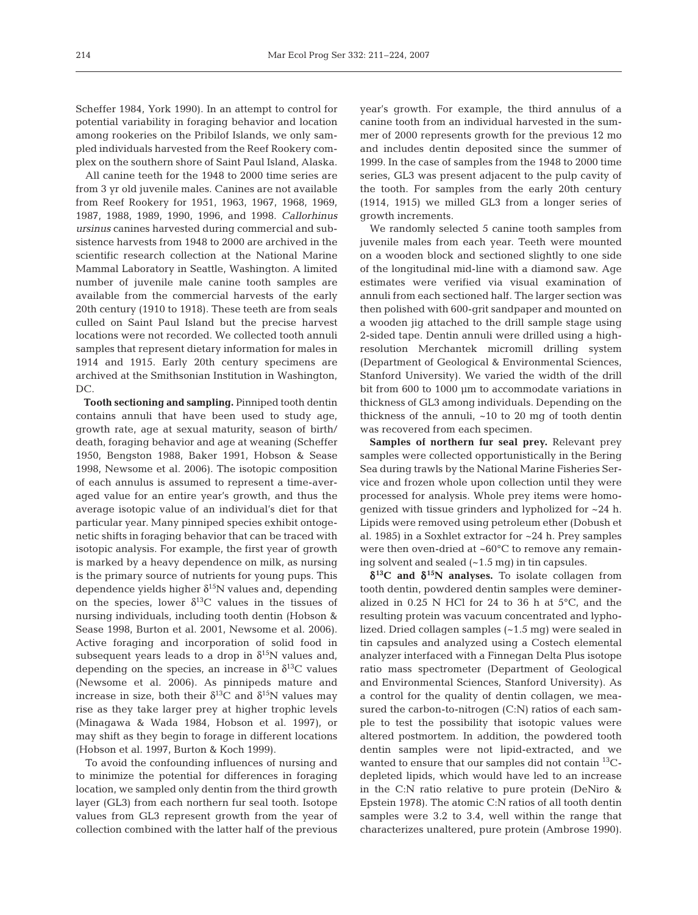Scheffer 1984, York 1990). In an attempt to control for potential variability in foraging behavior and location among rookeries on the Pribilof Islands, we only sampled individuals harvested from the Reef Rookery complex on the southern shore of Saint Paul Island, Alaska.

All canine teeth for the 1948 to 2000 time series are from 3 yr old juvenile males. Canines are not available from Reef Rookery for 1951, 1963, 1967, 1968, 1969, 1987, 1988, 1989, 1990, 1996, and 1998. *Callorhinus ursinus* canines harvested during commercial and subsistence harvests from 1948 to 2000 are archived in the scientific research collection at the National Marine Mammal Laboratory in Seattle, Washington. A limited number of juvenile male canine tooth samples are available from the commercial harvests of the early 20th century (1910 to 1918). These teeth are from seals culled on Saint Paul Island but the precise harvest locations were not recorded. We collected tooth annuli samples that represent dietary information for males in 1914 and 1915. Early 20th century specimens are archived at the Smithsonian Institution in Washington, DC.

**Tooth sectioning and sampling.** Pinniped tooth dentin contains annuli that have been used to study age, growth rate, age at sexual maturity, season of birth/death, foraging behavior and age at weaning (Scheffer 1950, Bengston 1988, Baker 1991, Hobson & Sease 1998, Newsome et al. 2006). The isotopic composition of each annulus is assumed to represent a time-averaged value for an entire year's growth, and thus the average isotopic value of an individual's diet for that particular year. Many pinniped species exhibit ontogenetic shifts in foraging behavior that can be traced with isotopic analysis. For example, the first year of growth is marked by a heavy dependence on milk, as nursing is the primary source of nutrients for young pups. This dependence yields higher $\delta^{15}$N values and, depending on the species, lower $\delta^{13}$C values in the tissues of nursing individuals, including tooth dentin (Hobson & Sease 1998, Burton et al. 2001, Newsome et al. 2006). Active foraging and incorporation of solid food in subsequent years leads to a drop in $\delta^{15}$N values and, depending on the species, an increase in $\delta^{13}$C values (Newsome et al. 2006). As pinnipeds mature and increase in size, both their $\delta^{13}$C and $\delta^{15}$N values may rise as they take larger prey at higher trophic levels (Minagawa & Wada 1984, Hobson et al. 1997), or may shift as they begin to forage in different locations (Hobson et al. 1997, Burton & Koch 1999).

To avoid the confounding influences of nursing and to minimize the potential for differences in foraging location, we sampled only dentin from the third growth layer (GL3) from each northern fur seal tooth. Isotope values from GL3 represent growth from the year of collection combined with the latter half of the previous year's growth. For example, the third annulus of a canine tooth from an individual harvested in the summer of 2000 represents growth for the previous 12 mo and includes dentin deposited since the summer of 1999. In the case of samples from the 1948 to 2000 time series, GL3 was present adjacent to the pulp cavity of the tooth. For samples from the early 20th century (1914, 1915) we milled GL3 from a longer series of growth increments.

We randomly selected 5 canine tooth samples from juvenile males from each year. Teeth were mounted on a wooden block and sectioned slightly to one side of the longitudinal mid-line with a diamond saw. Age estimates were verified via visual examination of annuli from each sectioned half. The larger section was then polished with 600-grit sandpaper and mounted on a wooden jig attached to the drill sample stage using 2-sided tape. Dentin annuli were drilled using a high-resolution Merchantek micromill drilling system (Department of Geological & Environmental Sciences, Stanford University). We varied the width of the drill bit from 600 to 1000 µm to accommodate variations in thickness of GL3 among individuals. Depending on the thickness of the annuli, ~10 to 20 mg of tooth dentin was recovered from each specimen.

**Samples of northern fur seal prey.** Relevant prey samples were collected opportunistically in the Bering Sea during trawls by the National Marine Fisheries Service and frozen whole upon collection until they were processed for analysis. Whole prey items were homogenized with tissue grinders and lypholized for ~24 h. Lipids were removed using petroleum ether (Dobush et al. 1985) in a Soxhlet extractor for ~24 h. Prey samples were then oven-dried at ~60°C to remove any remaining solvent and sealed (~1.5 mg) in tin capsules.

**$\delta^{13}$C and $\delta^{15}$N analyses.** To isolate collagen from tooth dentin, powdered dentin samples were demineralized in 0.25 N HCl for 24 to 36 h at 5°C, and the resulting protein was vacuum concentrated and lypholized. Dried collagen samples (~1.5 mg) were sealed in tin capsules and analyzed using a Costech elemental analyzer interfaced with a Finnegan Delta Plus isotope ratio mass spectrometer (Department of Geological and Environmental Sciences, Stanford University). As a control for the quality of dentin collagen, we measured the carbon-to-nitrogen (C:N) ratios of each sample to test the possibility that isotopic values were altered postmortem. In addition, the powdered tooth dentin samples were not lipid-extracted, and we wanted to ensure that our samples did not contain $^{13}$C-depleted lipids, which would have led to an increase in the C:N ratio relative to pure protein (DeNiro & Epstein 1978). The atomic C:N ratios of all tooth dentin samples were 3.2 to 3.4, well within the range that characterizes unaltered, pure protein (Ambrose 1990).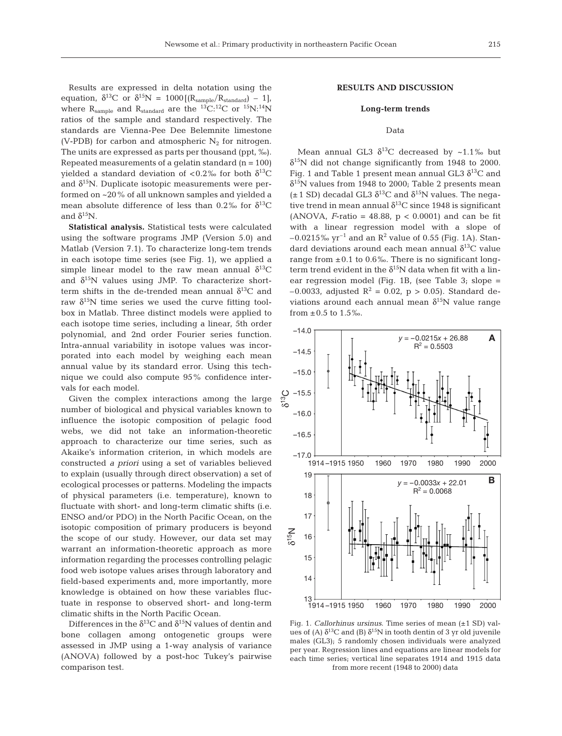Results are expressed in delta notation using the equation, $\delta^{13}C$ or $\delta^{15}N = 1000[(R_{sample}/R_{standard}) - 1]$, where $R_{sample}$ and $R_{standard}$ are the $^{13}C$:$^{12}C$ or $^{15}N$:$^{14}N$ ratios of the sample and standard respectively. The standards are Vienna-Pee Dee Belemnite limestone (V-PDB) for carbon and atmospheric $N_2$ for nitrogen. The units are expressed as parts per thousand (ppt, ‰). Repeated measurements of a gelatin standard (n = 100) yielded a standard deviation of <0.2‰ for both $\delta^{13}C$ and $\delta^{15}N$. Duplicate isotopic measurements were performed on ~20% of all unknown samples and yielded a mean absolute difference of less than 0.2‰ for $\delta^{13}C$ and $\delta^{15}N$.

**Statistical analysis.** Statistical tests were calculated using the software programs JMP (Version 5.0) and Matlab (Version 7.1). To characterize long-tem trends in each isotope time series (see Fig. 1), we applied a simple linear model to the raw mean annual $\delta^{13}C$ and $\delta^{15}N$ values using JMP. To characterize short-term shifts in the de-trended mean annual $\delta^{13}C$ and raw $\delta^{15}N$ time series we used the curve fitting toolbox in Matlab. Three distinct models were applied to each isotope time series, including a linear, 5th order polynomial, and 2nd order Fourier series function. Intra-annual variability in isotope values was incorporated into each model by weighing each mean annual value by its standard error. Using this technique we could also compute 95% confidence intervals for each model.

Given the complex interactions among the large number of biological and physical variables known to influence the isotopic composition of pelagic food webs, we did not take an information-theoretic approach to characterize our time series, such as Akaike's information criterion, in which models are constructed *a priori* using a set of variables believed to explain (usually through direct observation) a set of ecological processes or patterns. Modeling the impacts of physical parameters (i.e. temperature), known to fluctuate with short- and long-term climatic shifts (i.e. ENSO and/or PDO) in the North Pacific Ocean, on the isotopic composition of primary producers is beyond the scope of our study. However, our data set may warrant an information-theoretic approach as more information regarding the processes controlling pelagic food web isotope values arises through laboratory and field-based experiments and, more importantly, more knowledge is obtained on how these variables fluctuate in response to observed short- and long-term climatic shifts in the North Pacific Ocean.

Differences in the $\delta^{13}C$ and $\delta^{15}N$ values of dentin and bone collagen among ontogenetic groups were assessed in JMP using a 1-way analysis of variance (ANOVA) followed by a post-hoc Tukey's pairwise comparison test.

## RESULTS AND DISCUSSION

### Long-term trends

#### Data

Mean annual GL3 $\delta^{13}C$ decreased by ~1.1‰ but $\delta^{15}N$ did not change significantly from 1948 to 2000. Fig. 1 and Table 1 present mean annual GL3 $\delta^{13}C$ and $\delta^{15}N$ values from 1948 to 2000; Table 2 presents mean (±1 SD) decadal GL3 $\delta^{13}C$ and $\delta^{15}N$ values. The negative trend in mean annual $\delta^{13}C$ since 1948 is significant (ANOVA, *F*-ratio = 48.88, $p < 0.0001$) and can be fit with a linear regression model with a slope of $-0.0215$‰ $yr^{-1}$ and an $R^2$ value of 0.55 (Fig. 1A). Standard deviations around each mean annual $\delta^{13}C$ value range from ±0.1 to 0.6‰. There is no significant long-term trend evident in the $\delta^{15}N$ data when fit with a linear regression model (Fig. 1B, (see Table 3; slope = $-0.0033$, adjusted $R^2 = 0.02$, $p > 0.05$). Standard deviations around each annual mean $\delta^{15}N$ value range from ±0.5 to 1.5‰.

Fig. 1. *Callorhinus ursinus*. Time series of mean (±1 SD) values of (A) $\delta^{13}C$ and (B) $\delta^{15}N$ in tooth dentin of 3 yr old juvenile males (GL3); 5 randomly chosen individuals were analyzed per year. Regression lines and equations are linear models for each time series; vertical line separates 1914 and 1915 data from more recent (1948 to 2000) data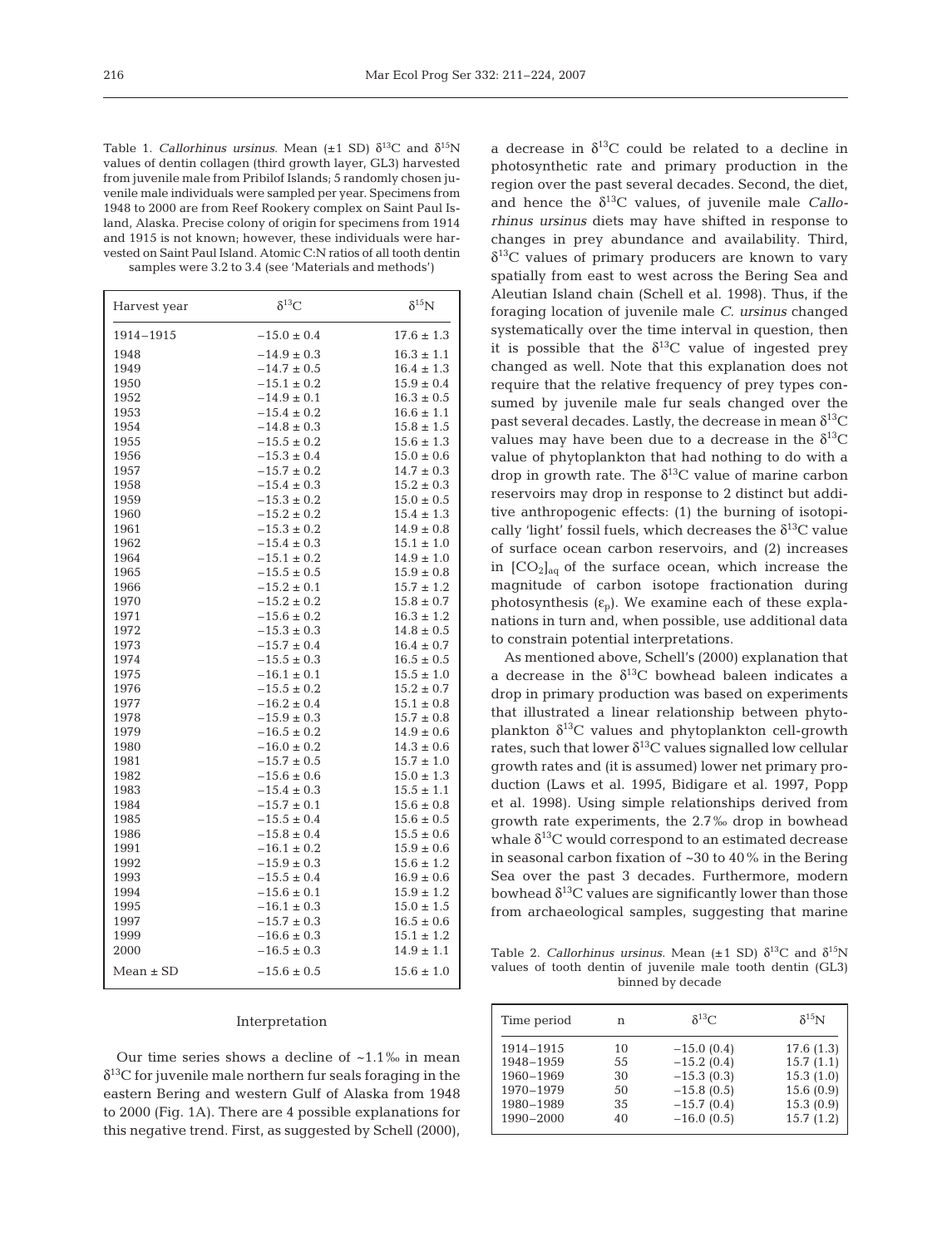Table 1. *Callorhinus ursinus*. Mean (±1 SD) $\delta^{13}C$ and $\delta^{15}N$ values of dentin collagen (third growth layer, GL3) harvested from juvenile male from Pribilof Islands; 5 randomly chosen juvenile male individuals were sampled per year. Specimens from 1948 to 2000 are from Reef Rookery complex on Saint Paul Island, Alaska. Precise colony of origin for specimens from 1914 and 1915 is not known; however, these individuals were harvested on Saint Paul Island. Atomic C:N ratios of all tooth dentin samples were 3.2 to 3.4 (see 'Materials and methods')

| Harvest year | $\delta^{13}C$ | $\delta^{15}N$ |
|---|---|---|
| 1914–1915 | −15.0 ± 0.4 | 17.6 ± 1.3 |
| 1948 | −14.9 ± 0.3 | 16.3 ± 1.1 |
| 1949 | −14.7 ± 0.5 | 16.4 ± 1.3 |
| 1950 | −15.1 ± 0.2 | 15.9 ± 0.4 |
| 1952 | −14.9 ± 0.1 | 16.3 ± 0.5 |
| 1953 | −15.4 ± 0.2 | 16.6 ± 1.1 |
| 1954 | −14.8 ± 0.3 | 15.8 ± 1.5 |
| 1955 | −15.5 ± 0.2 | 15.6 ± 1.3 |
| 1956 | −15.3 ± 0.4 | 15.0 ± 0.6 |
| 1957 | −15.7 ± 0.2 | 14.7 ± 0.3 |
| 1958 | −15.4 ± 0.3 | 15.2 ± 0.3 |
| 1959 | −15.3 ± 0.2 | 15.0 ± 0.5 |
| 1960 | −15.2 ± 0.2 | 15.4 ± 1.3 |
| 1961 | −15.3 ± 0.2 | 14.9 ± 0.8 |
| 1962 | −15.4 ± 0.3 | 15.1 ± 1.0 |
| 1964 | −15.1 ± 0.2 | 14.9 ± 1.0 |
| 1965 | −15.5 ± 0.5 | 15.9 ± 0.8 |
| 1966 | −15.2 ± 0.1 | 15.7 ± 1.2 |
| 1970 | −15.2 ± 0.2 | 15.8 ± 0.7 |
| 1971 | −15.6 ± 0.2 | 16.3 ± 1.2 |
| 1972 | −15.3 ± 0.3 | 14.8 ± 0.5 |
| 1973 | −15.7 ± 0.4 | 16.4 ± 0.7 |
| 1974 | −15.5 ± 0.3 | 16.5 ± 0.5 |
| 1975 | −16.1 ± 0.1 | 15.5 ± 1.0 |
| 1976 | −15.5 ± 0.2 | 15.2 ± 0.7 |
| 1977 | −16.2 ± 0.4 | 15.1 ± 0.8 |
| 1978 | −15.9 ± 0.3 | 15.7 ± 0.8 |
| 1979 | −16.5 ± 0.2 | 14.9 ± 0.6 |
| 1980 | −16.0 ± 0.2 | 14.3 ± 0.6 |
| 1981 | −15.7 ± 0.5 | 15.7 ± 1.0 |
| 1982 | −15.6 ± 0.6 | 15.0 ± 1.3 |
| 1983 | −15.4 ± 0.3 | 15.5 ± 1.1 |
| 1984 | −15.7 ± 0.1 | 15.6 ± 0.8 |
| 1985 | −15.5 ± 0.4 | 15.6 ± 0.5 |
| 1986 | −15.8 ± 0.4 | 15.5 ± 0.6 |
| 1991 | −16.1 ± 0.2 | 15.9 ± 0.6 |
| 1992 | −15.9 ± 0.3 | 15.6 ± 1.2 |
| 1993 | −15.5 ± 0.4 | 16.9 ± 0.6 |
| 1994 | −15.6 ± 0.1 | 15.9 ± 1.2 |
| 1995 | −16.1 ± 0.3 | 15.0 ± 1.5 |
| 1997 | −15.7 ± 0.3 | 16.5 ± 0.6 |
| 1999 | −16.6 ± 0.3 | 15.1 ± 1.2 |
| 2000 | −16.5 ± 0.3 | 14.9 ± 1.1 |
| Mean ± SD | −15.6 ± 0.5 | 15.6 ± 1.0 |

## Interpretation

Our time series shows a decline of ~1.1‰ in mean $\delta^{13}C$ for juvenile male northern fur seals foraging in the eastern Bering and western Gulf of Alaska from 1948 to 2000 (Fig. 1A). There are 4 possible explanations for this negative trend. First, as suggested by Schell (2000), a decrease in $\delta^{13}C$ could be related to a decline in photosynthetic rate and primary production in the region over the past several decades. Second, the diet, and hence the $\delta^{13}C$ values, of juvenile male *Callorhinus ursinus* diets may have shifted in response to changes in prey abundance and availability. Third, $\delta^{13}C$ values of primary producers are known to vary spatially from east to west across the Bering Sea and Aleutian Island chain (Schell et al. 1998). Thus, if the foraging location of juvenile male *C. ursinus* changed systematically over the time interval in question, then it is possible that the $\delta^{13}C$ value of ingested prey changed as well. Note that this explanation does not require that the relative frequency of prey types consumed by juvenile male fur seals changed over the past several decades. Lastly, the decrease in mean $\delta^{13}C$ values may have been due to a decrease in the $\delta^{13}C$ value of phytoplankton that had nothing to do with a drop in growth rate. The $\delta^{13}C$ value of marine carbon reservoirs may drop in response to 2 distinct but additive anthropogenic effects: (1) the burning of isotopically 'light' fossil fuels, which decreases the $\delta^{13}C$ value of surface ocean carbon reservoirs, and (2) increases in $[CO_2]_{aq}$ of the surface ocean, which increase the magnitude of carbon isotope fractionation during photosynthesis ($\varepsilon_p$). We examine each of these explanations in turn and, when possible, use additional data to constrain potential interpretations.

As mentioned above, Schell's (2000) explanation that a decrease in the $\delta^{13}C$ bowhead baleen indicates a drop in primary production was based on experiments that illustrated a linear relationship between phytoplankton $\delta^{13}C$ values and phytoplankton cell-growth rates, such that lower $\delta^{13}C$ values signalled low cellular growth rates and (it is assumed) lower net primary production (Laws et al. 1995, Bidigare et al. 1997, Popp et al. 1998). Using simple relationships derived from growth rate experiments, the 2.7‰ drop in bowhead whale $\delta^{13}C$ would correspond to an estimated decrease in seasonal carbon fixation of ~30 to 40% in the Bering Sea over the past 3 decades. Furthermore, modern bowhead $\delta^{13}C$ values are significantly lower than those from archaeological samples, suggesting that marine

Table 2. *Callorhinus ursinus*. Mean (±1 SD) $\delta^{13}C$ and $\delta^{15}N$ values of tooth dentin of juvenile male tooth dentin (GL3) binned by decade

| Time period | n | $\delta^{13}C$ | $\delta^{15}N$ |
|---|---|---|---|
| 1914–1915 | 10 | −15.0 (0.4) | 17.6 (1.3) |
| 1948–1959 | 55 | −15.2 (0.4) | 15.7 (1.1) |
| 1960–1969 | 30 | −15.3 (0.3) | 15.3 (1.0) |
| 1970–1979 | 50 | −15.8 (0.5) | 15.6 (0.9) |
| 1980–1989 | 35 | −15.7 (0.4) | 15.3 (0.9) |
| 1990–2000 | 40 | −16.0 (0.5) | 15.7 (1.2) |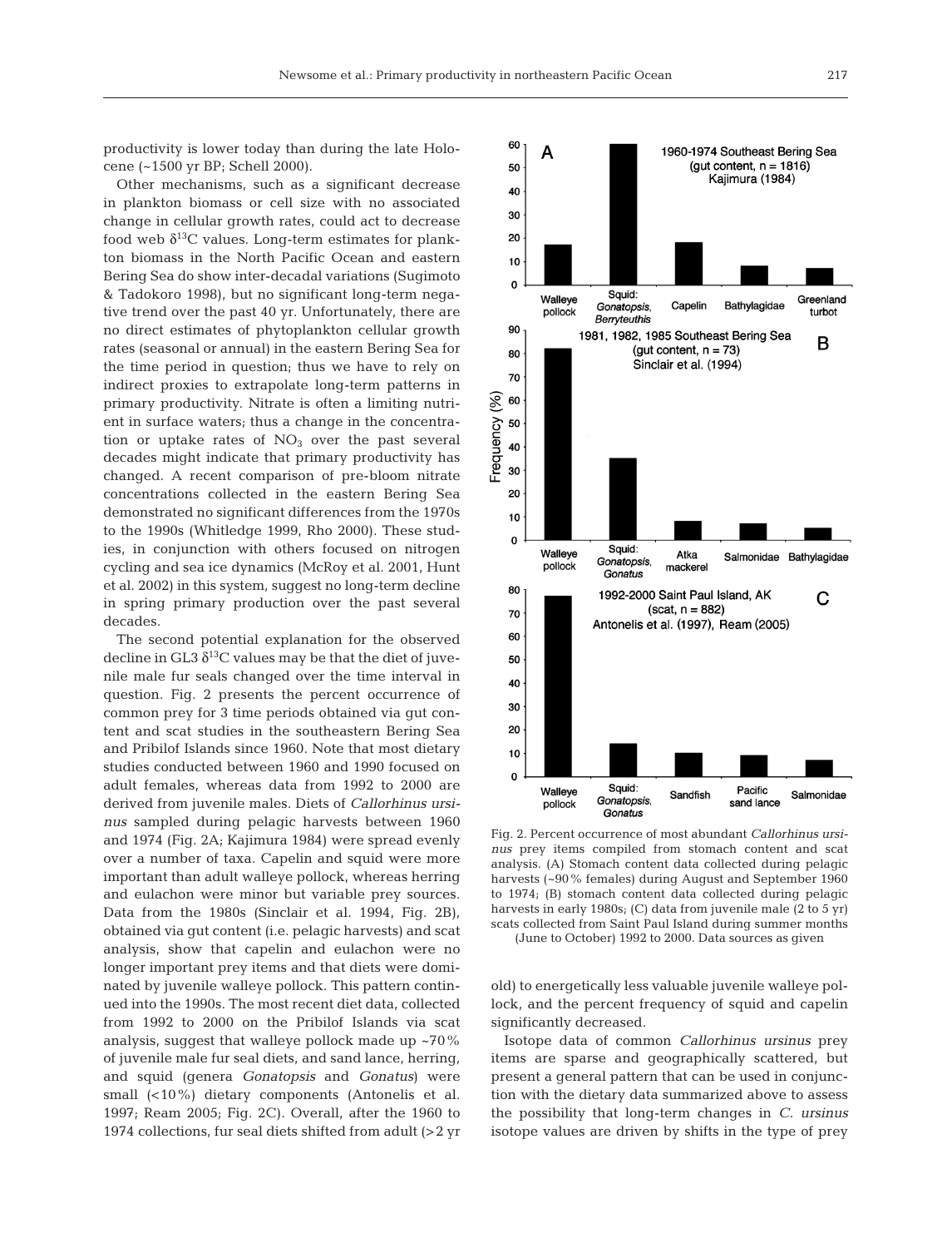productivity is lower today than during the late Holocene (~1500 yr BP; Schell 2000).

Other mechanisms, such as a significant decrease in plankton biomass or cell size with no associated change in cellular growth rates, could act to decrease food web $\delta^{13}C$ values. Long-term estimates for plankton biomass in the North Pacific Ocean and eastern Bering Sea do show inter-decadal variations (Sugimoto & Tadokoro 1998), but no significant long-term negative trend over the past 40 yr. Unfortunately, there are no direct estimates of phytoplankton cellular growth rates (seasonal or annual) in the eastern Bering Sea for the time period in question; thus we have to rely on indirect proxies to extrapolate long-term patterns in primary productivity. Nitrate is often a limiting nutrient in surface waters; thus a change in the concentration or uptake rates of $NO_3$ over the past several decades might indicate that primary productivity has changed. A recent comparison of pre-bloom nitrate concentrations collected in the eastern Bering Sea demonstrated no significant differences from the 1970s to the 1990s (Whitledge 1999, Rho 2000). These studies, in conjunction with others focused on nitrogen cycling and sea ice dynamics (McRoy et al. 2001, Hunt et al. 2002) in this system, suggest no long-term decline in spring primary production over the past several decades.

The second potential explanation for the observed decline in GL3 $\delta^{13}C$ values may be that the diet of juvenile male fur seals changed over the time interval in question. Fig. 2 presents the percent occurrence of common prey for 3 time periods obtained via gut content and scat studies in the southeastern Bering Sea and Pribilof Islands since 1960. Note that most dietary studies conducted between 1960 and 1990 focused on adult females, whereas data from 1992 to 2000 are derived from juvenile males. Diets of *Callorhinus ursinus* sampled during pelagic harvests between 1960 and 1974 (Fig. 2A; Kajimura 1984) were spread evenly over a number of taxa. Capelin and squid were more important than adult walleye pollock, whereas herring and eulachon were minor but variable prey sources. Data from the 1980s (Sinclair et al. 1994, Fig. 2B), obtained via gut content (i.e. pelagic harvests) and scat analysis, show that capelin and eulachon were no longer important prey items and that diets were dominated by juvenile walleye pollock. This pattern continued into the 1990s. The most recent diet data, collected from 1992 to 2000 on the Pribilof Islands via scat analysis, suggest that walleye pollock made up ~70% of juvenile male fur seal diets, and sand lance, herring, and squid (genera *Gonatopsis* and *Gonatus*) were small (<10%) dietary components (Antonelis et al. 1997; Ream 2005; Fig. 2C). Overall, after the 1960 to 1974 collections, fur seal diets shifted from adult (>2 yr old) to energetically less valuable juvenile walleye pollock, and the percent frequency of squid and capelin significantly decreased.

Fig. 2. Percent occurrence of most abundant *Callorhinus ursinus* prey items compiled from stomach content and scat analysis. (A) Stomach content data collected during pelagic harvests (~90% females) during August and September 1960 to 1974; (B) stomach content data collected during pelagic harvests in early 1980s; (C) data from juvenile male (2 to 5 yr) scats collected from Saint Paul Island during summer months (June to October) 1992 to 2000. Data sources as given

Isotope data of common *Callorhinus ursinus* prey items are sparse and geographically scattered, but present a general pattern that can be used in conjunction with the dietary data summarized above to assess the possibility that long-term changes in *C. ursinus* isotope values are driven by shifts in the type of prey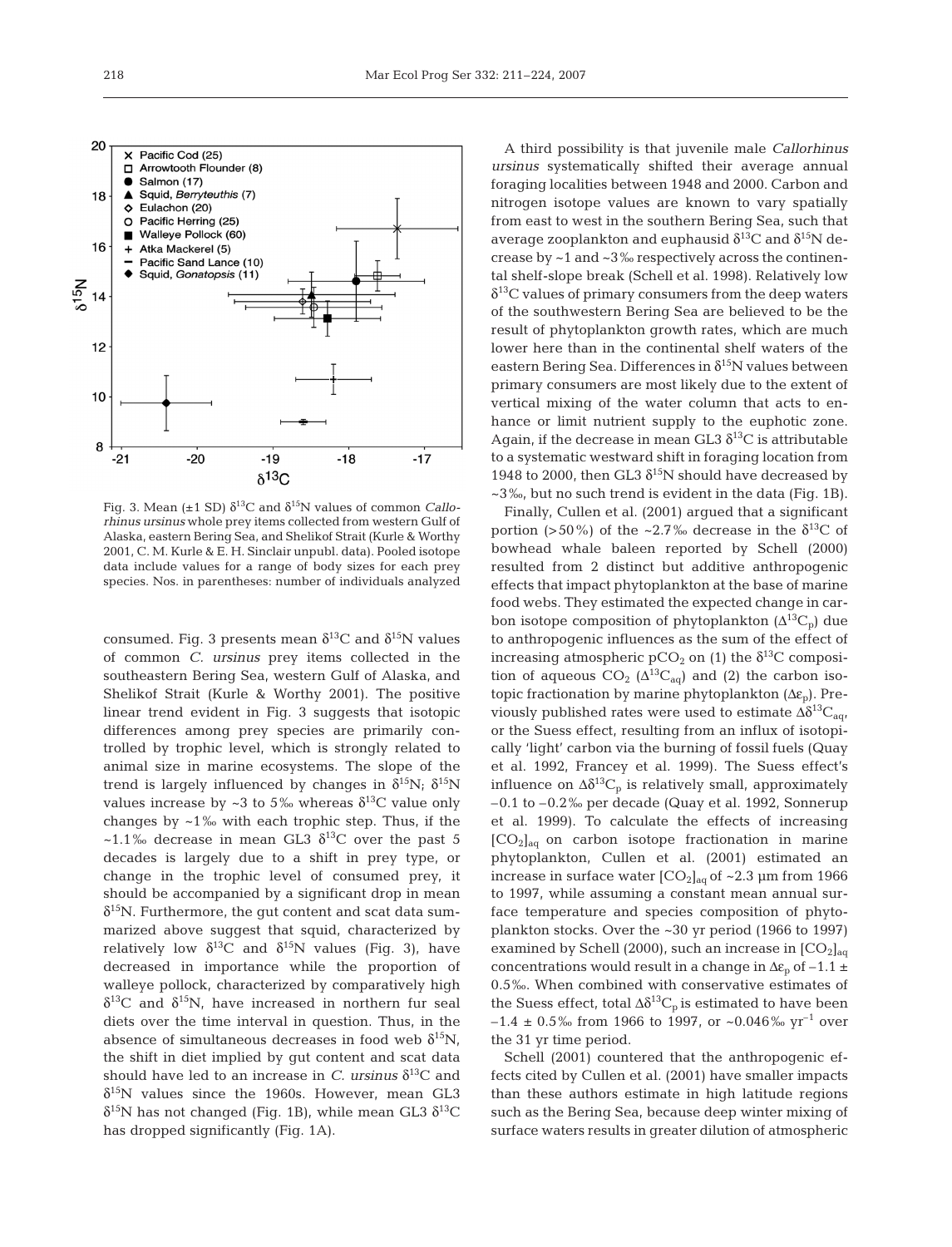Fig. 3. Mean (±1 SD) $\delta^{13}C$ and $\delta^{15}N$ values of common *Callorhinus ursinus* whole prey items collected from western Gulf of Alaska, eastern Bering Sea, and Shelikof Strait (Kurle & Worthy 2001, C. M. Kurle & E. H. Sinclair unpubl. data). Pooled isotope data include values for a range of body sizes for each prey species. Nos. in parentheses: number of individuals analyzed

consumed. Fig. 3 presents mean $\delta^{13}C$ and $\delta^{15}N$ values of common *C. ursinus* prey items collected in the southeastern Bering Sea, western Gulf of Alaska, and Shelikof Strait (Kurle & Worthy 2001). The positive linear trend evident in Fig. 3 suggests that isotopic differences among prey species are primarily controlled by trophic level, which is strongly related to animal size in marine ecosystems. The slope of the trend is largely influenced by changes in $\delta^{15}N$; $\delta^{15}N$ values increase by ~3 to 5‰ whereas $\delta^{13}C$ value only changes by ~1‰ with each trophic step. Thus, if the ~1.1‰ decrease in mean GL3 $\delta^{13}C$ over the past 5 decades is largely due to a shift in prey type, or change in the trophic level of consumed prey, it should be accompanied by a significant drop in mean $\delta^{15}N$. Furthermore, the gut content and scat data summarized above suggest that squid, characterized by relatively low $\delta^{13}C$ and $\delta^{15}N$ values (Fig. 3), have decreased in importance while the proportion of walleye pollock, characterized by comparatively high $\delta^{13}C$ and $\delta^{15}N$, have increased in northern fur seal diets over the time interval in question. Thus, in the absence of simultaneous decreases in food web $\delta^{15}N$, the shift in diet implied by gut content and scat data should have led to an increase in *C. ursinus* $\delta^{13}C$ and $\delta^{15}N$ values since the 1960s. However, mean GL3 $\delta^{15}N$ has not changed (Fig. 1B), while mean GL3 $\delta^{13}C$ has dropped significantly (Fig. 1A).

A third possibility is that juvenile male *Callorhinus ursinus* systematically shifted their average annual foraging localities between 1948 and 2000. Carbon and nitrogen isotope values are known to vary spatially from east to west in the southern Bering Sea, such that average zooplankton and euphausid $\delta^{13}C$ and $\delta^{15}N$ decrease by ~1 and ~3‰ respectively across the continental shelf-slope break (Schell et al. 1998). Relatively low $\delta^{13}C$ values of primary consumers from the deep waters of the southwestern Bering Sea are believed to be the result of phytoplankton growth rates, which are much lower here than in the continental shelf waters of the eastern Bering Sea. Differences in $\delta^{15}N$ values between primary consumers are most likely due to the extent of vertical mixing of the water column that acts to enhance or limit nutrient supply to the euphotic zone. Again, if the decrease in mean GL3 $\delta^{13}C$ is attributable to a systematic westward shift in foraging location from 1948 to 2000, then GL3 $\delta^{15}N$ should have decreased by ~3‰, but no such trend is evident in the data (Fig. 1B).

Finally, Cullen et al. (2001) argued that a significant portion (>50%) of the ~2.7‰ decrease in the $\delta^{13}C$ of bowhead whale baleen reported by Schell (2000) resulted from 2 distinct but additive anthropogenic effects that impact phytoplankton at the base of marine food webs. They estimated the expected change in carbon isotope composition of phytoplankton ($\Delta^{13}C_p$) due to anthropogenic influences as the sum of the effect of increasing atmospheric $pCO_2$ on (1) the $\delta^{13}C$ composition of aqueous $CO_2$ ($\Delta^{13}C_{aq}$) and (2) the carbon isotopic fractionation by marine phytoplankton ($\Delta\varepsilon_p$). Previously published rates were used to estimate $\Delta\delta^{13}C_{aq}$, or the Suess effect, resulting from an influx of isotopically 'light' carbon via the burning of fossil fuels (Quay et al. 1992, Francey et al. 1999). The Suess effect's influence on $\Delta\delta^{13}C_p$ is relatively small, approximately −0.1 to −0.2‰ per decade (Quay et al. 1992, Sonnerup et al. 1999). To calculate the effects of increasing $[CO_2]_{aq}$ on carbon isotope fractionation in marine phytoplankton, Cullen et al. (2001) estimated an increase in surface water $[CO_2]_{aq}$ of ~2.3 µm from 1966 to 1997, while assuming a constant mean annual surface temperature and species composition of phytoplankton stocks. Over the ~30 yr period (1966 to 1997) examined by Schell (2000), such an increase in $[CO_2]_{aq}$ concentrations would result in a change in $\Delta\varepsilon_p$ of −1.1 ± 0.5‰. When combined with conservative estimates of the Suess effect, total $\Delta\delta^{13}C_p$ is estimated to have been −1.4 ± 0.5‰ from 1966 to 1997, or ~0.046‰ yr$^{-1}$ over the 31 yr time period.

Schell (2001) countered that the anthropogenic effects cited by Cullen et al. (2001) have smaller impacts than these authors estimate in high latitude regions such as the Bering Sea, because deep winter mixing of surface waters results in greater dilution of atmospheric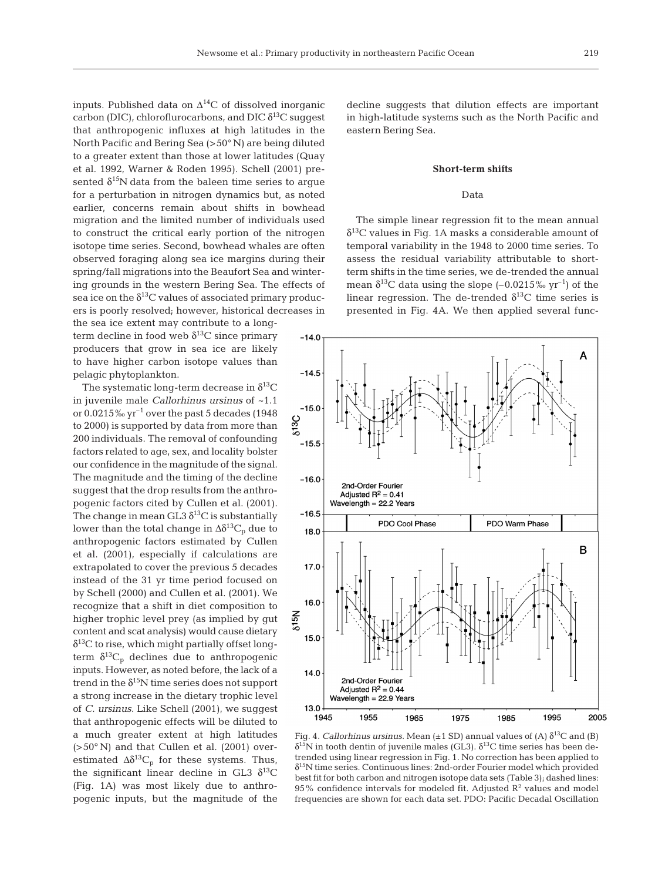inputs. Published data on $\Delta^{14}C$ of dissolved inorganic carbon (DIC), chloroflurocarbons, and DIC $\delta^{13}C$ suggest that anthropogenic influxes at high latitudes in the North Pacific and Bering Sea (>50° N) are being diluted to a greater extent than those at lower latitudes (Quay et al. 1992, Warner & Roden 1995). Schell (2001) presented $\delta^{15}N$ data from the baleen time series to argue for a perturbation in nitrogen dynamics but, as noted earlier, concerns remain about shifts in bowhead migration and the limited number of individuals used to construct the critical early portion of the nitrogen isotope time series. Second, bowhead whales are often observed foraging along sea ice margins during their spring/fall migrations into the Beaufort Sea and wintering grounds in the western Bering Sea. The effects of sea ice on the $\delta^{13}C$ values of associated primary producers is poorly resolved; however, historical decreases in the sea ice extent may contribute to a long-term decline in food web $\delta^{13}C$ since primary producers that grow in sea ice are likely to have higher carbon isotope values than pelagic phytoplankton.

The systematic long-term decrease in $\delta^{13}C$ in juvenile male *Callorhinus ursinus* of ~1.1 or 0.0215‰ yr$^{-1}$ over the past 5 decades (1948 to 2000) is supported by data from more than 200 individuals. The removal of confounding factors related to age, sex, and locality bolster our confidence in the magnitude of the signal. The magnitude and the timing of the decline suggest that the drop results from the anthropogenic factors cited by Cullen et al. (2001). The change in mean GL3 $\delta^{13}C$ is substantially lower than the total change in $\Delta\delta^{13}C_p$ due to anthropogenic factors estimated by Cullen et al. (2001), especially if calculations are extrapolated to cover the previous 5 decades instead of the 31 yr time period focused on by Schell (2000) and Cullen et al. (2001). We recognize that a shift in diet composition to higher trophic level prey (as implied by gut content and scat analysis) would cause dietary $\delta^{13}C$ to rise, which might partially offset long-term $\delta^{13}C_p$ declines due to anthropogenic inputs. However, as noted before, the lack of a trend in the $\delta^{15}N$ time series does not support a strong increase in the dietary trophic level of *C. ursinus*. Like Schell (2001), we suggest that anthropogenic effects will be diluted to a much greater extent at high latitudes (>50° N) and that Cullen et al. (2001) overestimated $\Delta\delta^{13}C_p$ for these systems. Thus, the significant linear decline in GL3 $\delta^{13}C$ (Fig. 1A) was most likely due to anthropogenic inputs, but the magnitude of the decline suggests that dilution effects are important in high-latitude systems such as the North Pacific and eastern Bering Sea.

## Short-term shifts

### Data

The simple linear regression fit to the mean annual $\delta^{13}C$ values in Fig. 1A masks a considerable amount of temporal variability in the 1948 to 2000 time series. To assess the residual variability attributable to short-term shifts in the time series, we de-trended the annual mean $\delta^{13}C$ data using the slope (–0.0215‰ yr$^{-1}$) of the linear regression. The de-trended $\delta^{13}C$ time series is presented in Fig. 4A. We then applied several func-

Fig. 4. *Callorhinus ursinus*. Mean (±1 SD) annual values of (A) $\delta^{13}C$ and (B) $\delta^{15}N$ in tooth dentin of juvenile males (GL3). $\delta^{13}C$ time series has been de-trended using linear regression in Fig. 1. No correction has been applied to $\delta^{15}N$ time series. Continuous lines: 2nd-order Fourier model which provided best fit for both carbon and nitrogen isotope data sets (Table 3); dashed lines: 95% confidence intervals for modeled fit. Adjusted $R^2$ values and model frequencies are shown for each data set. PDO: Pacific Decadal Oscillation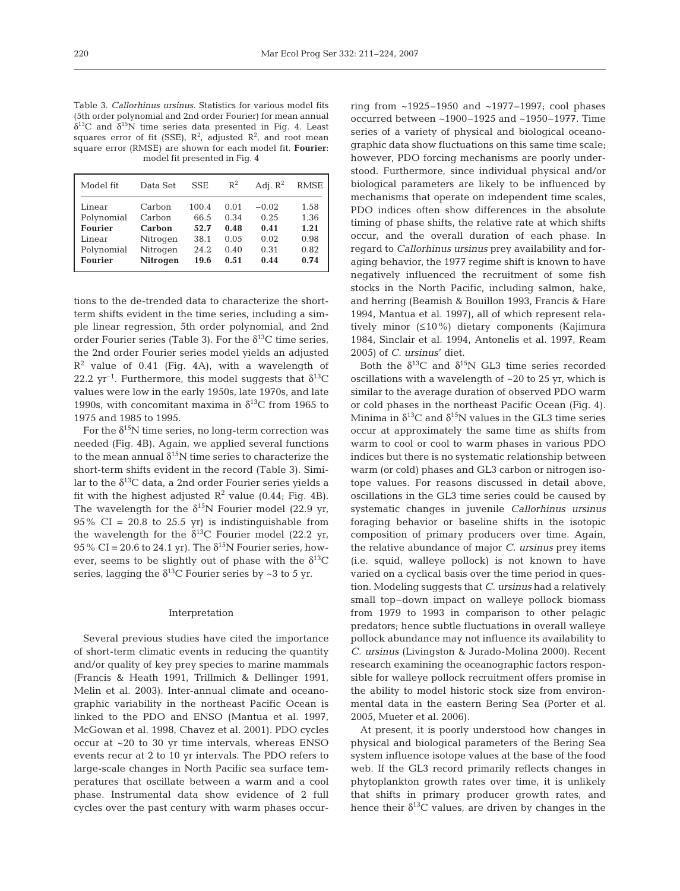Table 3. *Callorhinus ursinus*. Statistics for various model fits (5th order polynomial and 2nd order Fourier) for mean annual $\delta^{13}C$ and $\delta^{15}N$ time series data presented in Fig. 4. Least squares error of fit (SSE), $R^2$, adjusted $R^2$, and root mean square error (RMSE) are shown for each model fit. **Fourier**: model fit presented in Fig. 4

| Model fit | Data Set | SSE | $R^2$ | Adj. $R^2$ | RMSE |
|---|---|---|---|---|---|
| Linear | Carbon | 100.4 | 0.01 | −0.02 | 1.58 |
| Polynomial | Carbon | 66.5 | 0.34 | 0.25 | 1.36 |
| **Fourier** | **Carbon** | **52.7** | **0.48** | **0.41** | **1.21** |
| Linear | Nitrogen | 38.1 | 0.05 | 0.02 | 0.98 |
| Polynomial | Nitrogen | 24.2 | 0.40 | 0.31 | 0.82 |
| **Fourier** | **Nitrogen** | **19.6** | **0.51** | **0.44** | **0.74** |

tions to the de-trended data to characterize the short-term shifts evident in the time series, including a simple linear regression, 5th order polynomial, and 2nd order Fourier series (Table 3). For the $\delta^{13}C$ time series, the 2nd order Fourier series model yields an adjusted $R^2$ value of 0.41 (Fig. 4A), with a wavelength of 22.2 $yr^{-1}$. Furthermore, this model suggests that $\delta^{13}C$ values were low in the early 1950s, late 1970s, and late 1990s, with concomitant maxima in $\delta^{13}C$ from 1965 to 1975 and 1985 to 1995.

For the $\delta^{15}N$ time series, no long-term correction was needed (Fig. 4B). Again, we applied several functions to the mean annual $\delta^{15}N$ time series to characterize the short-term shifts evident in the record (Table 3). Similar to the $\delta^{13}C$ data, a 2nd order Fourier series yields a fit with the highest adjusted $R^2$ value (0.44; Fig. 4B). The wavelength for the $\delta^{15}N$ Fourier model (22.9 yr, 95% CI = 20.8 to 25.5 yr) is indistinguishable from the wavelength for the $\delta^{13}C$ Fourier model (22.2 yr, 95% CI = 20.6 to 24.1 yr). The $\delta^{15}N$ Fourier series, however, seems to be slightly out of phase with the $\delta^{13}C$ series, lagging the $\delta^{13}C$ Fourier series by ~3 to 5 yr.

## Interpretation

Several previous studies have cited the importance of short-term climatic events in reducing the quantity and/or quality of key prey species to marine mammals (Francis & Heath 1991, Trillmich & Dellinger 1991, Melin et al. 2003). Inter-annual climate and oceanographic variability in the northeast Pacific Ocean is linked to the PDO and ENSO (Mantua et al. 1997, McGowan et al. 1998, Chavez et al. 2001). PDO cycles occur at ~20 to 30 yr time intervals, whereas ENSO events recur at 2 to 10 yr intervals. The PDO refers to large-scale changes in North Pacific sea surface temperatures that oscillate between a warm and a cool phase. Instrumental data show evidence of 2 full cycles over the past century with warm phases occurring from ~1925–1950 and ~1977–1997; cool phases occurred between ~1900–1925 and ~1950–1977. Time series of a variety of physical and biological oceanographic data show fluctuations on this same time scale; however, PDO forcing mechanisms are poorly understood. Furthermore, since individual physical and/or biological parameters are likely to be influenced by mechanisms that operate on independent time scales, PDO indices often show differences in the absolute timing of phase shifts, the relative rate at which shifts occur, and the overall duration of each phase. In regard to *Callorhinus ursinus* prey availability and foraging behavior, the 1977 regime shift is known to have negatively influenced the recruitment of some fish stocks in the North Pacific, including salmon, hake, and herring (Beamish & Bouillon 1993, Francis & Hare 1994, Mantua et al. 1997), all of which represent relatively minor (≤10%) dietary components (Kajimura 1984, Sinclair et al. 1994, Antonelis et al. 1997, Ream 2005) of *C. ursinus*' diet.

Both the $\delta^{13}C$ and $\delta^{15}N$ GL3 time series recorded oscillations with a wavelength of ~20 to 25 yr, which is similar to the average duration of observed PDO warm or cold phases in the northeast Pacific Ocean (Fig. 4). Minima in $\delta^{13}C$ and $\delta^{15}N$ values in the GL3 time series occur at approximately the same time as shifts from warm to cool or cool to warm phases in various PDO indices but there is no systematic relationship between warm (or cold) phases and GL3 carbon or nitrogen isotope values. For reasons discussed in detail above, oscillations in the GL3 time series could be caused by systematic changes in juvenile *Callorhinus ursinus* foraging behavior or baseline shifts in the isotopic composition of primary producers over time. Again, the relative abundance of major *C. ursinus* prey items (i.e. squid, walleye pollock) is not known to have varied on a cyclical basis over the time period in question. Modeling suggests that *C. ursinus* had a relatively small top–down impact on walleye pollock biomass from 1979 to 1993 in comparison to other pelagic predators; hence subtle fluctuations in overall walleye pollock abundance may not influence its availability to *C. ursinus* (Livingston & Jurado-Molina 2000). Recent research examining the oceanographic factors responsible for walleye pollock recruitment offers promise in the ability to model historic stock size from environmental data in the eastern Bering Sea (Porter et al. 2005, Mueter et al. 2006).

At present, it is poorly understood how changes in physical and biological parameters of the Bering Sea system influence isotope values at the base of the food web. If the GL3 record primarily reflects changes in phytoplankton growth rates over time, it is unlikely that shifts in primary producer growth rates, and hence their $\delta^{13}C$ values, are driven by changes in the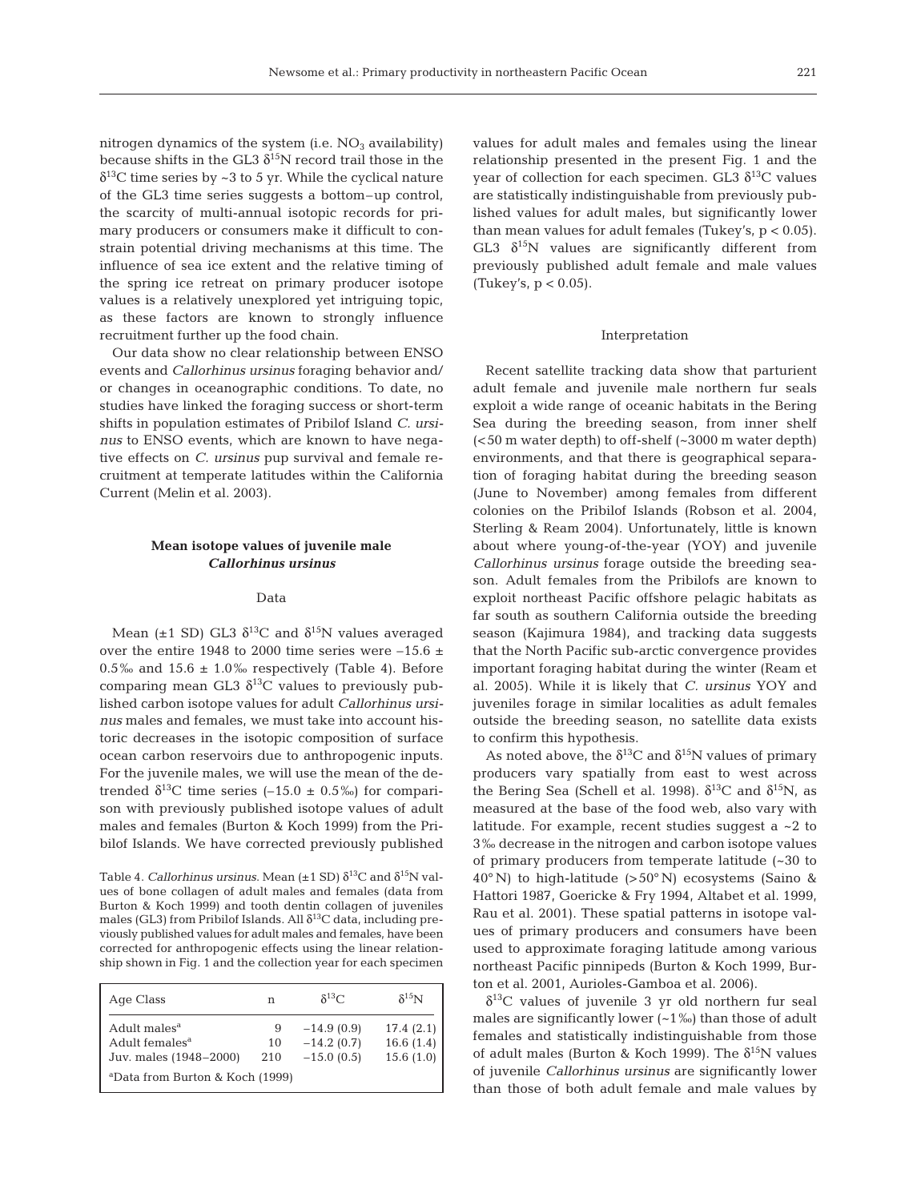nitrogen dynamics of the system (i.e. $NO_3$ availability) because shifts in the GL3 $\delta^{15}N$ record trail those in the $\delta^{13}C$ time series by ~3 to 5 yr. While the cyclical nature of the GL3 time series suggests a bottom–up control, the scarcity of multi-annual isotopic records for primary producers or consumers make it difficult to constrain potential driving mechanisms at this time. The influence of sea ice extent and the relative timing of the spring ice retreat on primary producer isotope values is a relatively unexplored yet intriguing topic, as these factors are known to strongly influence recruitment further up the food chain.

Our data show no clear relationship between ENSO events and *Callorhinus ursinus* foraging behavior and/or changes in oceanographic conditions. To date, no studies have linked the foraging success or short-term shifts in population estimates of Pribilof Island *C. ursinus* to ENSO events, which are known to have negative effects on *C. ursinus* pup survival and female recruitment at temperate latitudes within the California Current (Melin et al. 2003).

## Mean isotope values of juvenile male *Callorhinus ursinus*

### Data

Mean (±1 SD) GL3 $\delta^{13}C$ and $\delta^{15}N$ values averaged over the entire 1948 to 2000 time series were –15.6 ± 0.5‰ and 15.6 ± 1.0‰ respectively (Table 4). Before comparing mean GL3 $\delta^{13}C$ values to previously published carbon isotope values for adult *Callorhinus ursinus* males and females, we must take into account historic decreases in the isotopic composition of surface ocean carbon reservoirs due to anthropogenic inputs. For the juvenile males, we will use the mean of the detrended $\delta^{13}C$ time series (–15.0 ± 0.5‰) for comparison with previously published isotope values of adult males and females (Burton & Koch 1999) from the Pribilof Islands. We have corrected previously published values for adult males and females using the linear relationship presented in the present Fig. 1 and the year of collection for each specimen. GL3 $\delta^{13}C$ values are statistically indistinguishable from previously published values for adult males, but significantly lower than mean values for adult females (Tukey's, $p < 0.05$). GL3 $\delta^{15}N$ values are significantly different from previously published adult female and male values (Tukey's, $p < 0.05$).

Table 4. *Callorhinus ursinus*. Mean (±1 SD) $\delta^{13}C$ and $\delta^{15}N$ values of bone collagen of adult males and females (data from Burton & Koch 1999) and tooth dentin collagen of juveniles males (GL3) from Pribilof Islands. All $\delta^{13}C$ data, including previously published values for adult males and females, have been corrected for anthropogenic effects using the linear relationship shown in Fig. 1 and the collection year for each specimen

| Age Class | n | $\delta^{13}C$ | $\delta^{15}N$ |
|---|---|---|---|
| Adult males[a] | 9 | –14.9 (0.9) | 17.4 (2.1) |
| Adult females[a] | 10 | –14.2 (0.7) | 16.6 (1.4) |
| Juv. males (1948–2000) | 210 | –15.0 (0.5) | 15.6 (1.0) |

[a]Data from Burton & Koch (1999)

### Interpretation

Recent satellite tracking data show that parturient adult female and juvenile male northern fur seals exploit a wide range of oceanic habitats in the Bering Sea during the breeding season, from inner shelf (<50 m water depth) to off-shelf (~3000 m water depth) environments, and that there is geographical separation of foraging habitat during the breeding season (June to November) among females from different colonies on the Pribilof Islands (Robson et al. 2004, Sterling & Ream 2004). Unfortunately, little is known about where young-of-the-year (YOY) and juvenile *Callorhinus ursinus* forage outside the breeding season. Adult females from the Pribilofs are known to exploit northeast Pacific offshore pelagic habitats as far south as southern California outside the breeding season (Kajimura 1984), and tracking data suggests that the North Pacific sub-arctic convergence provides important foraging habitat during the winter (Ream et al. 2005). While it is likely that *C. ursinus* YOY and juveniles forage in similar localities as adult females outside the breeding season, no satellite data exists to confirm this hypothesis.

As noted above, the $\delta^{13}C$ and $\delta^{15}N$ values of primary producers vary spatially from east to west across the Bering Sea (Schell et al. 1998). $\delta^{13}C$ and $\delta^{15}N$, as measured at the base of the food web, also vary with latitude. For example, recent studies suggest a ~2 to 3‰ decrease in the nitrogen and carbon isotope values of primary producers from temperate latitude (~30 to 40° N) to high-latitude (>50° N) ecosystems (Saino & Hattori 1987, Goericke & Fry 1994, Altabet et al. 1999, Rau et al. 2001). These spatial patterns in isotope values of primary producers and consumers have been used to approximate foraging latitude among various northeast Pacific pinnipeds (Burton & Koch 1999, Burton et al. 2001, Aurioles-Gamboa et al. 2006).

$\delta^{13}C$ values of juvenile 3 yr old northern fur seal males are significantly lower (~1‰) than those of adult females and statistically indistinguishable from those of adult males (Burton & Koch 1999). The $\delta^{15}N$ values of juvenile *Callorhinus ursinus* are significantly lower than those of both adult female and male values by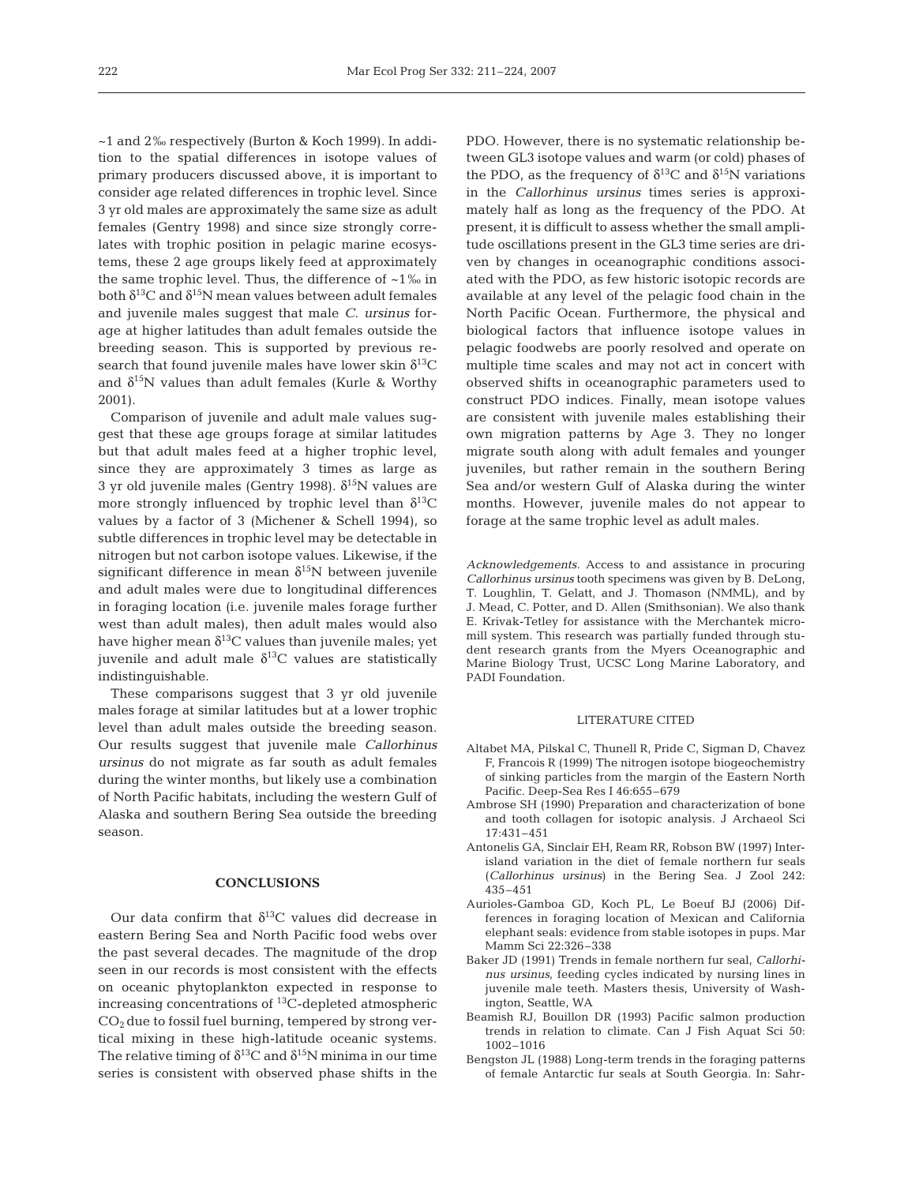~1 and 2‰ respectively (Burton & Koch 1999). In addition to the spatial differences in isotope values of primary producers discussed above, it is important to consider age related differences in trophic level. Since 3 yr old males are approximately the same size as adult females (Gentry 1998) and since size strongly correlates with trophic position in pelagic marine ecosystems, these 2 age groups likely feed at approximately the same trophic level. Thus, the difference of ~1‰ in both $\delta^{13}C$ and $\delta^{15}N$ mean values between adult females and juvenile males suggest that male *C. ursinus* forage at higher latitudes than adult females outside the breeding season. This is supported by previous research that found juvenile males have lower skin $\delta^{13}C$ and $\delta^{15}N$ values than adult females (Kurle & Worthy 2001).

Comparison of juvenile and adult male values suggest that these age groups forage at similar latitudes but that adult males feed at a higher trophic level, since they are approximately 3 times as large as 3 yr old juvenile males (Gentry 1998). $\delta^{15}N$ values are more strongly influenced by trophic level than $\delta^{13}C$ values by a factor of 3 (Michener & Schell 1994), so subtle differences in trophic level may be detectable in nitrogen but not carbon isotope values. Likewise, if the significant difference in mean $\delta^{15}N$ between juvenile and adult males were due to longitudinal differences in foraging location (i.e. juvenile males forage further west than adult males), then adult males would also have higher mean $\delta^{13}C$ values than juvenile males; yet juvenile and adult male $\delta^{13}C$ values are statistically indistinguishable.

These comparisons suggest that 3 yr old juvenile males forage at similar latitudes but at a lower trophic level than adult males outside the breeding season. Our results suggest that juvenile male *Callorhinus ursinus* do not migrate as far south as adult females during the winter months, but likely use a combination of North Pacific habitats, including the western Gulf of Alaska and southern Bering Sea outside the breeding season.

## CONCLUSIONS

Our data confirm that $\delta^{13}C$ values did decrease in eastern Bering Sea and North Pacific food webs over the past several decades. The magnitude of the drop seen in our records is most consistent with the effects on oceanic phytoplankton expected in response to increasing concentrations of $^{13}C$-depleted atmospheric $CO_2$ due to fossil fuel burning, tempered by strong vertical mixing in these high-latitude oceanic systems. The relative timing of $\delta^{13}C$ and $\delta^{15}N$ minima in our time series is consistent with observed phase shifts in the PDO. However, there is no systematic relationship between GL3 isotope values and warm (or cold) phases of the PDO, as the frequency of $\delta^{13}C$ and $\delta^{15}N$ variations in the *Callorhinus ursinus* times series is approximately half as long as the frequency of the PDO. At present, it is difficult to assess whether the small amplitude oscillations present in the GL3 time series are driven by changes in oceanographic conditions associated with the PDO, as few historic isotopic records are available at any level of the pelagic food chain in the North Pacific Ocean. Furthermore, the physical and biological factors that influence isotope values in pelagic foodwebs are poorly resolved and operate on multiple time scales and may not act in concert with observed shifts in oceanographic parameters used to construct PDO indices. Finally, mean isotope values are consistent with juvenile males establishing their own migration patterns by Age 3. They no longer migrate south along with adult females and younger juveniles, but rather remain in the southern Bering Sea and/or western Gulf of Alaska during the winter months. However, juvenile males do not appear to forage at the same trophic level as adult males.

*Acknowledgements.* Access to and assistance in procuring *Callorhinus ursinus* tooth specimens was given by B. DeLong, T. Loughlin, T. Gelatt, and J. Thomason (NMML), and by J. Mead, C. Potter, and D. Allen (Smithsonian). We also thank E. Krivak-Tetley for assistance with the Merchantek micromill system. This research was partially funded through student research grants from the Myers Oceanographic and Marine Biology Trust, UCSC Long Marine Laboratory, and PADI Foundation.

## LITERATURE CITED

- Altabet MA, Pilskal C, Thunell R, Pride C, Sigman D, Chavez F, Francois R (1999) The nitrogen isotope biogeochemistry of sinking particles from the margin of the Eastern North Pacific. Deep-Sea Res I 46:655–679
- Ambrose SH (1990) Preparation and characterization of bone and tooth collagen for isotopic analysis. J Archaeol Sci 17:431–451
- Antonelis GA, Sinclair EH, Ream RR, Robson BW (1997) Interisland variation in the diet of female northern fur seals (*Callorhinus ursinus*) in the Bering Sea. J Zool 242: 435–451
- Aurioles-Gamboa GD, Koch PL, Le Boeuf BJ (2006) Differences in foraging location of Mexican and California elephant seals: evidence from stable isotopes in pups. Mar Mamm Sci 22:326–338
- Baker JD (1991) Trends in female northern fur seal, *Callorhinus ursinus*, feeding cycles indicated by nursing lines in juvenile male teeth. Masters thesis, University of Washington, Seattle, WA
- Beamish RJ, Bouillon DR (1993) Pacific salmon production trends in relation to climate. Can J Fish Aquat Sci 50: 1002–1016
- Bengston JL (1988) Long-term trends in the foraging patterns of female Antarctic fur seals at South Georgia. In: Sahr-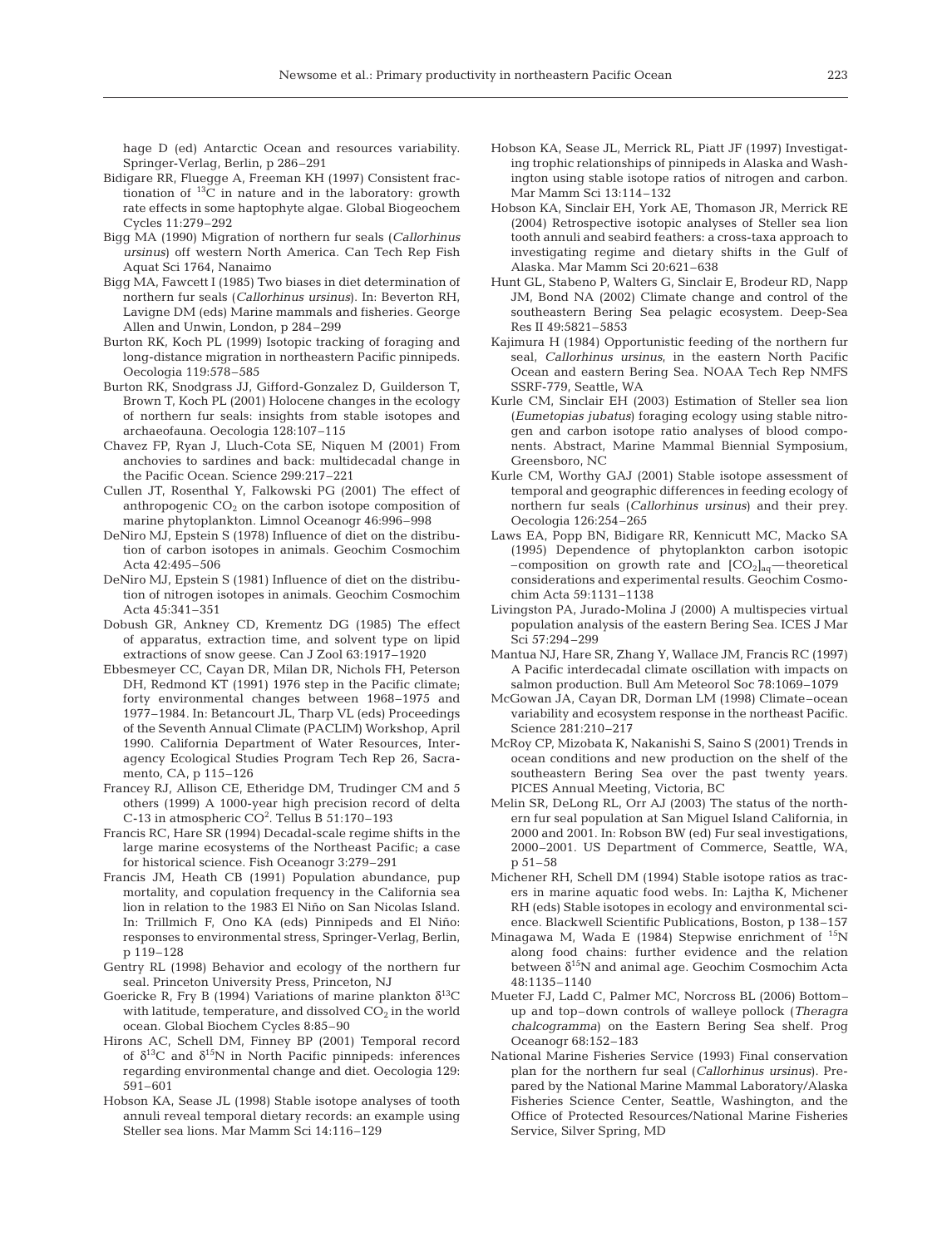hage D (ed) Antarctic Ocean and resources variability. Springer-Verlag, Berlin, p 286–291

Bidigare RR, Fluegge A, Freeman KH (1997) Consistent fractionation of $^{13}C$ in nature and in the laboratory: growth rate effects in some haptophyte algae. Global Biogeochem Cycles 11:279–292

Bigg MA (1990) Migration of northern fur seals (*Callorhinus ursinus*) off western North America. Can Tech Rep Fish Aquat Sci 1764, Nanaimo

Bigg MA, Fawcett I (1985) Two biases in diet determination of northern fur seals (*Callorhinus ursinus*). In: Beverton RH, Lavigne DM (eds) Marine mammals and fisheries. George Allen and Unwin, London, p 284–299

Burton RK, Koch PL (1999) Isotopic tracking of foraging and long-distance migration in northeastern Pacific pinnipeds. Oecologia 119:578–585

Burton RK, Snodgrass JJ, Gifford-Gonzalez D, Guilderson T, Brown T, Koch PL (2001) Holocene changes in the ecology of northern fur seals: insights from stable isotopes and archaeofauna. Oecologia 128:107–115

Chavez FP, Ryan J, Lluch-Cota SE, Niquen M (2001) From anchovies to sardines and back: multidecadal change in the Pacific Ocean. Science 299:217–221

Cullen JT, Rosenthal Y, Falkowski PG (2001) The effect of anthropogenic $CO_2$ on the carbon isotope composition of marine phytoplankton. Limnol Oceanogr 46:996–998

DeNiro MJ, Epstein S (1978) Influence of diet on the distribution of carbon isotopes in animals. Geochim Cosmochim Acta 42:495–506

DeNiro MJ, Epstein S (1981) Influence of diet on the distribution of nitrogen isotopes in animals. Geochim Cosmochim Acta 45:341–351

Dobush GR, Ankney CD, Krementz DG (1985) The effect of apparatus, extraction time, and solvent type on lipid extractions of snow geese. Can J Zool 63:1917–1920

Ebbesmeyer CC, Cayan DR, Milan DR, Nichols FH, Peterson DH, Redmond KT (1991) 1976 step in the Pacific climate; forty environmental changes between 1968–1975 and 1977–1984. In: Betancourt JL, Tharp VL (eds) Proceedings of the Seventh Annual Climate (PACLIM) Workshop, April 1990. California Department of Water Resources, Interagency Ecological Studies Program Tech Rep 26, Sacramento, CA, p 115–126

Francey RJ, Allison CE, Etheridge DM, Trudinger CM and 5 others (1999) A 1000-year high precision record of delta C-13 in atmospheric $CO^2$. Tellus B 51:170–193

Francis RC, Hare SR (1994) Decadal-scale regime shifts in the large marine ecosystems of the Northeast Pacific; a case for historical science. Fish Oceanogr 3:279–291

Francis JM, Heath CB (1991) Population abundance, pup mortality, and copulation frequency in the California sea lion in relation to the 1983 El Niño on San Nicolas Island. In: Trillmich F, Ono KA (eds) Pinnipeds and El Niño: responses to environmental stress, Springer-Verlag, Berlin, p 119–128

Gentry RL (1998) Behavior and ecology of the northern fur seal. Princeton University Press, Princeton, NJ

Goericke R, Fry B (1994) Variations of marine plankton $\delta^{13}C$ with latitude, temperature, and dissolved $CO_2$ in the world ocean. Global Biochem Cycles 8:85–90

Hirons AC, Schell DM, Finney BP (2001) Temporal record of $\delta^{13}C$ and $\delta^{15}N$ in North Pacific pinnipeds: inferences regarding environmental change and diet. Oecologia 129: 591–601

Hobson KA, Sease JL (1998) Stable isotope analyses of tooth annuli reveal temporal dietary records: an example using Steller sea lions. Mar Mamm Sci 14:116–129

Hobson KA, Sease JL, Merrick RL, Piatt JF (1997) Investigating trophic relationships of pinnipeds in Alaska and Washington using stable isotope ratios of nitrogen and carbon. Mar Mamm Sci 13:114–132

Hobson KA, Sinclair EH, York AE, Thomason JR, Merrick RE (2004) Retrospective isotopic analyses of Steller sea lion tooth annuli and seabird feathers: a cross-taxa approach to investigating regime and dietary shifts in the Gulf of Alaska. Mar Mamm Sci 20:621–638

Hunt GL, Stabeno P, Walters G, Sinclair E, Brodeur RD, Napp JM, Bond NA (2002) Climate change and control of the southeastern Bering Sea pelagic ecosystem. Deep-Sea Res II 49:5821–5853

Kajimura H (1984) Opportunistic feeding of the northern fur seal, *Callorhinus ursinus*, in the eastern North Pacific Ocean and eastern Bering Sea. NOAA Tech Rep NMFS SSRF-779, Seattle, WA

Kurle CM, Sinclair EH (2003) Estimation of Steller sea lion (*Eumetopias jubatus*) foraging ecology using stable nitrogen and carbon isotope ratio analyses of blood components. Abstract, Marine Mammal Biennial Symposium, Greensboro, NC

Kurle CM, Worthy GAJ (2001) Stable isotope assessment of temporal and geographic differences in feeding ecology of northern fur seals (*Callorhinus ursinus*) and their prey. Oecologia 126:254–265

Laws EA, Popp BN, Bidigare RR, Kennicutt MC, Macko SA (1995) Dependence of phytoplankton carbon isotopic –composition on growth rate and $[CO_2]_{aq}$—theoretical considerations and experimental results. Geochim Cosmochim Acta 59:1131–1138

Livingston PA, Jurado-Molina J (2000) A multispecies virtual population analysis of the eastern Bering Sea. ICES J Mar Sci 57:294–299

Mantua NJ, Hare SR, Zhang Y, Wallace JM, Francis RC (1997) A Pacific interdecadal climate oscillation with impacts on salmon production. Bull Am Meteorol Soc 78:1069–1079

McGowan JA, Cayan DR, Dorman LM (1998) Climate–ocean variability and ecosystem response in the northeast Pacific. Science 281:210–217

McRoy CP, Mizobata K, Nakanishi S, Saino S (2001) Trends in ocean conditions and new production on the shelf of the southeastern Bering Sea over the past twenty years. PICES Annual Meeting, Victoria, BC

Melin SR, DeLong RL, Orr AJ (2003) The status of the northern fur seal population at San Miguel Island California, in 2000 and 2001. In: Robson BW (ed) Fur seal investigations, 2000–2001. US Department of Commerce, Seattle, WA, p 51–58

Michener RH, Schell DM (1994) Stable isotope ratios as tracers in marine aquatic food webs. In: Lajtha K, Michener RH (eds) Stable isotopes in ecology and environmental science. Blackwell Scientific Publications, Boston, p 138–157

Minagawa M, Wada E (1984) Stepwise enrichment of $^{15}N$ along food chains: further evidence and the relation between $\delta^{15}N$ and animal age. Geochim Cosmochim Acta 48:1135–1140

Mueter FJ, Ladd C, Palmer MC, Norcross BL (2006) Bottom–up and top–down controls of walleye pollock (*Theragra chalcogramma*) on the Eastern Bering Sea shelf. Prog Oceanogr 68:152–183

National Marine Fisheries Service (1993) Final conservation plan for the northern fur seal (*Callorhinus ursinus*). Prepared by the National Marine Mammal Laboratory/Alaska Fisheries Science Center, Seattle, Washington, and the Office of Protected Resources/National Marine Fisheries Service, Silver Spring, MD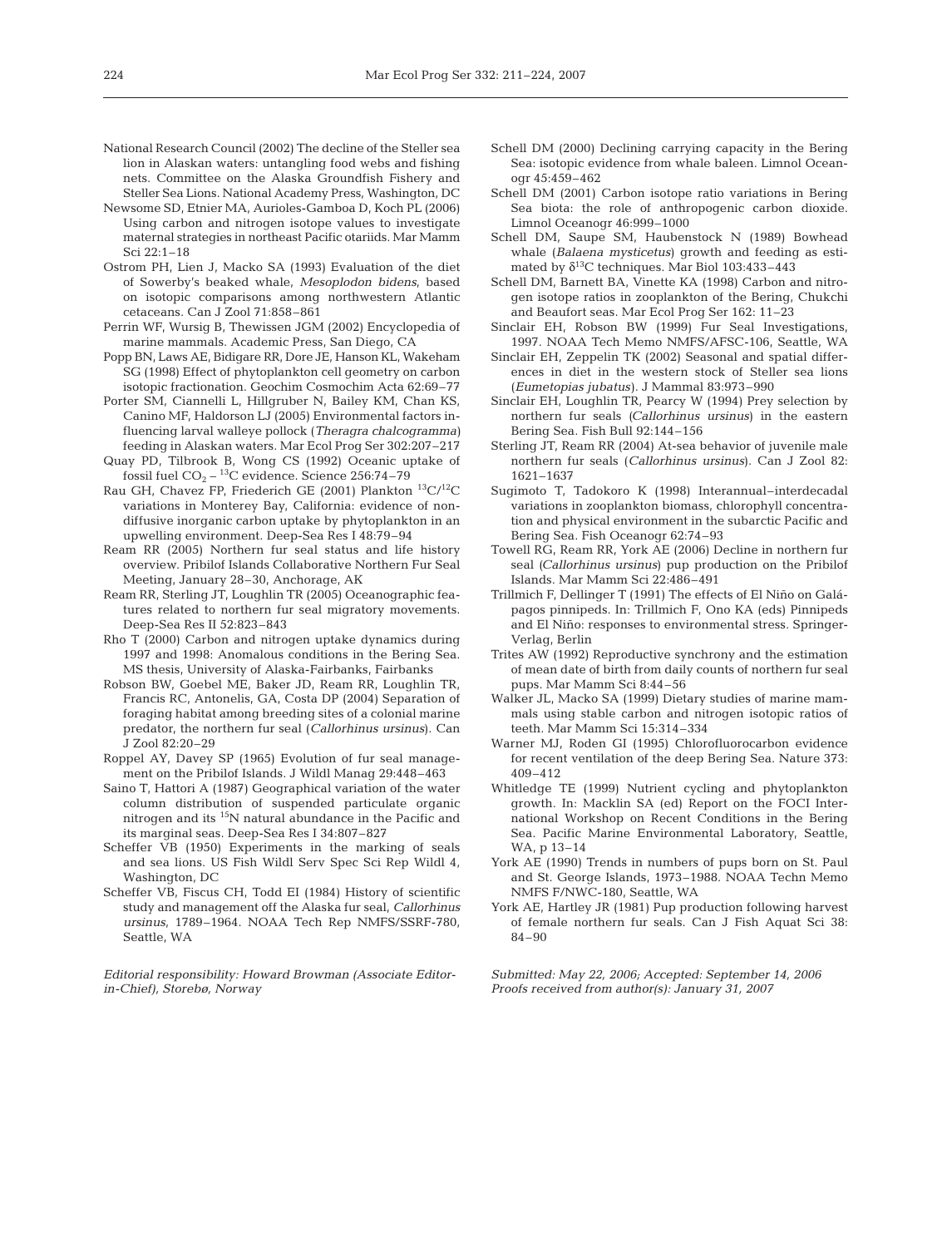National Research Council (2002) The decline of the Steller sea lion in Alaskan waters: untangling food webs and fishing nets. Committee on the Alaska Groundfish Fishery and Steller Sea Lions. National Academy Press, Washington, DC

Newsome SD, Etnier MA, Aurioles-Gamboa D, Koch PL (2006) Using carbon and nitrogen isotope values to investigate maternal strategies in northeast Pacific otariids. Mar Mamm Sci 22:1–18

Ostrom PH, Lien J, Macko SA (1993) Evaluation of the diet of Sowerby's beaked whale, *Mesoplodon bidens*, based on isotopic comparisons among northwestern Atlantic cetaceans. Can J Zool 71:858–861

Perrin WF, Wursig B, Thewissen JGM (2002) Encyclopedia of marine mammals. Academic Press, San Diego, CA

Popp BN, Laws AE, Bidigare RR, Dore JE, Hanson KL, Wakeham SG (1998) Effect of phytoplankton cell geometry on carbon isotopic fractionation. Geochim Cosmochim Acta 62:69–77

Porter SM, Ciannelli L, Hillgruber N, Bailey KM, Chan KS, Canino MF, Haldorson LJ (2005) Environmental factors influencing larval walleye pollock (*Theragra chalcogramma*) feeding in Alaskan waters. Mar Ecol Prog Ser 302:207–217

Quay PD, Tilbrook B, Wong CS (1992) Oceanic uptake of fossil fuel $CO_2$ – $^{13}C$ evidence. Science 256:74–79

Rau GH, Chavez FP, Friederich GE (2001) Plankton $^{13}C/^{12}C$ variations in Monterey Bay, California: evidence of non-diffusive inorganic carbon uptake by phytoplankton in an upwelling environment. Deep-Sea Res I 48:79–94

Ream RR (2005) Northern fur seal status and life history overview. Pribilof Islands Collaborative Northern Fur Seal Meeting, January 28–30, Anchorage, AK

Ream RR, Sterling JT, Loughlin TR (2005) Oceanographic features related to northern fur seal migratory movements. Deep-Sea Res II 52:823–843

Rho T (2000) Carbon and nitrogen uptake dynamics during 1997 and 1998: Anomalous conditions in the Bering Sea. MS thesis, University of Alaska-Fairbanks, Fairbanks

Robson BW, Goebel ME, Baker JD, Ream RR, Loughlin TR, Francis RC, Antonelis, GA, Costa DP (2004) Separation of foraging habitat among breeding sites of a colonial marine predator, the northern fur seal (*Callorhinus ursinus*). Can J Zool 82:20–29

Roppel AY, Davey SP (1965) Evolution of fur seal management on the Pribilof Islands. J Wildl Manag 29:448–463

Saino T, Hattori A (1987) Geographical variation of the water column distribution of suspended particulate organic nitrogen and its $^{15}N$ natural abundance in the Pacific and its marginal seas. Deep-Sea Res I 34:807–827

Scheffer VB (1950) Experiments in the marking of seals and sea lions. US Fish Wildl Serv Spec Sci Rep Wildl 4, Washington, DC

Scheffer VB, Fiscus CH, Todd EI (1984) History of scientific study and management off the Alaska fur seal, *Callorhinus ursinus*, 1789–1964. NOAA Tech Rep NMFS/SSRF-780, Seattle, WA

Schell DM (2000) Declining carrying capacity in the Bering Sea: isotopic evidence from whale baleen. Limnol Oceanogr 45:459–462

Schell DM (2001) Carbon isotope ratio variations in Bering Sea biota: the role of anthropogenic carbon dioxide. Limnol Oceanogr 46:999–1000

Schell DM, Saupe SM, Haubenstock N (1989) Bowhead whale (*Balaena mysticetus*) growth and feeding as estimated by $\delta^{13}C$ techniques. Mar Biol 103:433–443

Schell DM, Barnett BA, Vinette KA (1998) Carbon and nitrogen isotope ratios in zooplankton of the Bering, Chukchi and Beaufort seas. Mar Ecol Prog Ser 162: 11–23

Sinclair EH, Robson BW (1999) Fur Seal Investigations, 1997. NOAA Tech Memo NMFS/AFSC-106, Seattle, WA

Sinclair EH, Zeppelin TK (2002) Seasonal and spatial differences in diet in the western stock of Steller sea lions (*Eumetopias jubatus*). J Mammal 83:973–990

Sinclair EH, Loughlin TR, Pearcy W (1994) Prey selection by northern fur seals (*Callorhinus ursinus*) in the eastern Bering Sea. Fish Bull 92:144–156

Sterling JT, Ream RR (2004) At-sea behavior of juvenile male northern fur seals (*Callorhinus ursinus*). Can J Zool 82: 1621–1637

Sugimoto T, Tadokoro K (1998) Interannual–interdecadal variations in zooplankton biomass, chlorophyll concentration and physical environment in the subarctic Pacific and Bering Sea. Fish Oceanogr 62:74–93

Towell RG, Ream RR, York AE (2006) Decline in northern fur seal (*Callorhinus ursinus*) pup production on the Pribilof Islands. Mar Mamm Sci 22:486–491

Trillmich F, Dellinger T (1991) The effects of El Niño on Galápagos pinnipeds. In: Trillmich F, Ono KA (eds) Pinnipeds and El Niño: responses to environmental stress. Springer-Verlag, Berlin

Trites AW (1992) Reproductive synchrony and the estimation of mean date of birth from daily counts of northern fur seal pups. Mar Mamm Sci 8:44–56

Walker JL, Macko SA (1999) Dietary studies of marine mammals using stable carbon and nitrogen isotopic ratios of teeth. Mar Mamm Sci 15:314–334

Warner MJ, Roden GI (1995) Chlorofluorocarbon evidence for recent ventilation of the deep Bering Sea. Nature 373: 409–412

Whitledge TE (1999) Nutrient cycling and phytoplankton growth. In: Macklin SA (ed) Report on the FOCI International Workshop on Recent Conditions in the Bering Sea. Pacific Marine Environmental Laboratory, Seattle, WA, p 13–14

York AE (1990) Trends in numbers of pups born on St. Paul and St. George Islands, 1973–1988. NOAA Techn Memo NMFS F/NWC-180, Seattle, WA

York AE, Hartley JR (1981) Pup production following harvest of female northern fur seals. Can J Fish Aquat Sci 38: 84–90

*Editorial responsibility: Howard Browman (Associate Editor-in-Chief), Storebø, Norway*

*Submitted: May 22, 2006; Accepted: September 14, 2006*
*Proofs received from author(s): January 31, 2007*